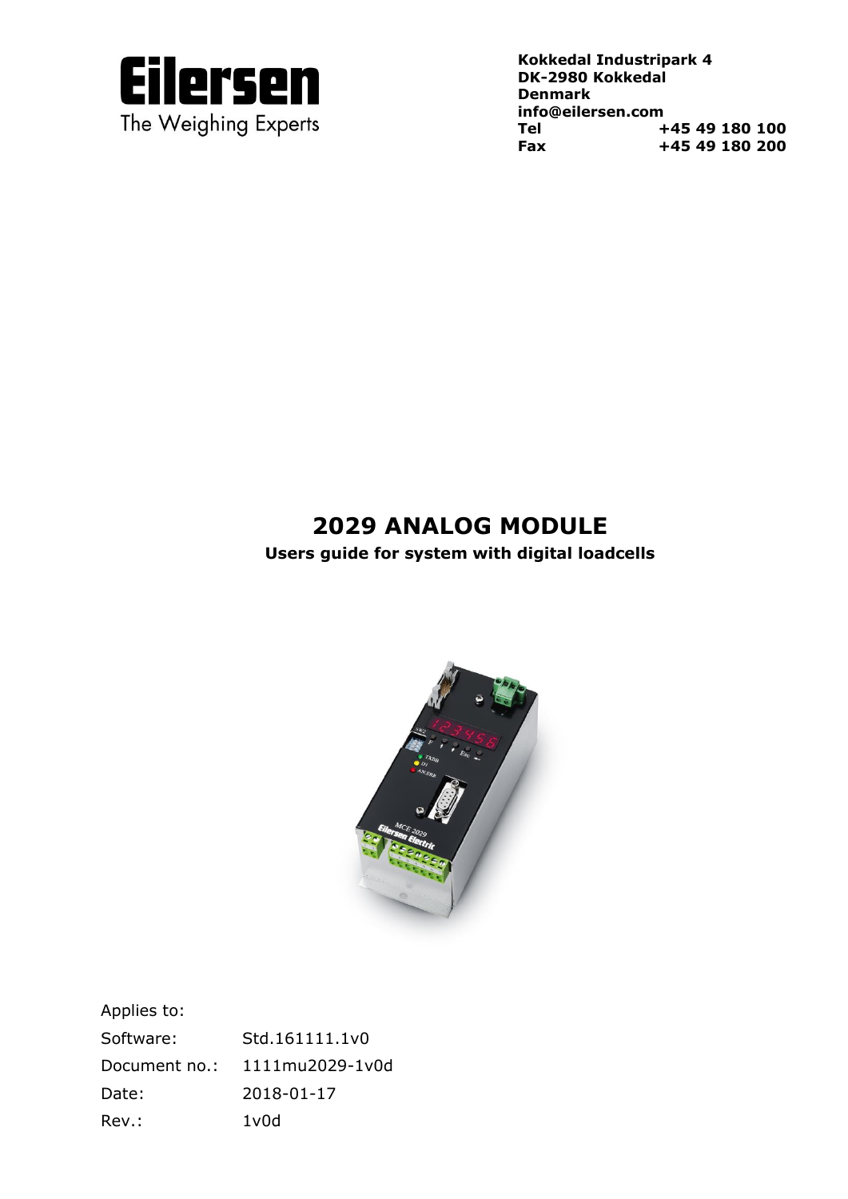Eilersen
The Weighing Experts

**Kokkedal Industripark 4**
**DK-2980 Kokkedal**
**Denmark**
**info@eilersen.com**

| | |
|---|---|
| **Tel** | **+45 49 180 100** |
| **Fax** | **+45 49 180 200** |

# 2029 ANALOG MODULE

**Users guide for system with digital loadcells**

| | |
|---|---|
| Applies to: | |
| Software: | Std.161111.1v0 |
| Document no.: | 1111mu2029-1v0d |
| Date: | 2018-01-17 |
| Rev.: | 1v0d |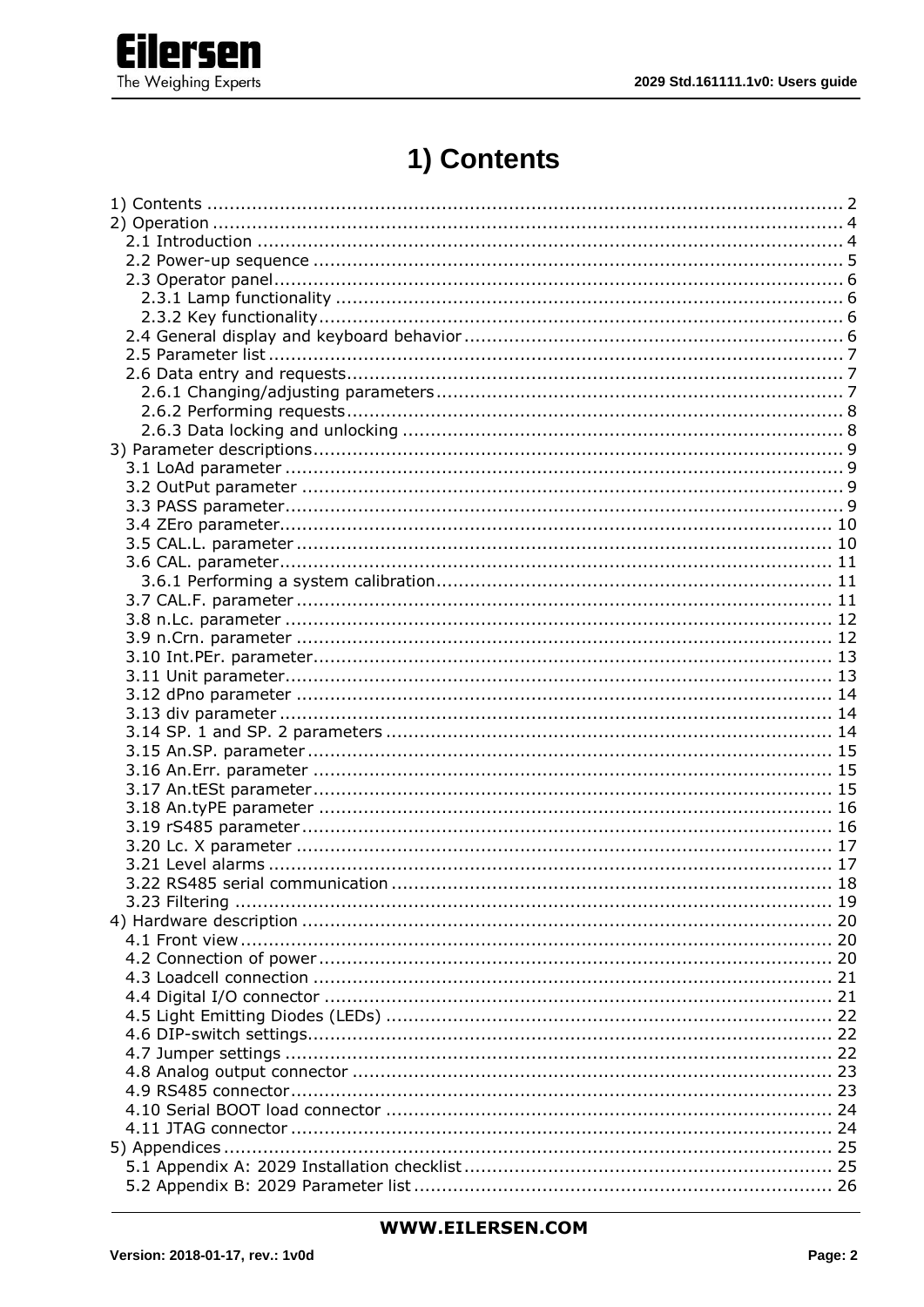# 1) Contents

1) Contents ........................................................................................................ 2
2) Operation ........................................................................................................ 4
  2.1 Introduction ................................................................................................ 4
  2.2 Power-up sequence ...................................................................................... 5
  2.3 Operator panel............................................................................................. 6
    2.3.1 Lamp functionality .................................................................................. 6
    2.3.2 Key functionality...................................................................................... 6
  2.4 General display and keyboard behavior .......................................................... 6
  2.5 Parameter list ............................................................................................... 7
  2.6 Data entry and requests................................................................................ 7
    2.6.1 Changing/adjusting parameters ................................................................ 7
    2.6.2 Performing requests................................................................................. 8
    2.6.3 Data locking and unlocking ...................................................................... 8
3) Parameter descriptions...................................................................................... 9
  3.1 LoAd parameter ............................................................................................ 9
  3.2 OutPut parameter ......................................................................................... 9
  3.3 PASS parameter............................................................................................ 9
  3.4 ZEro parameter........................................................................................... 10
  3.5 CAL.L. parameter ........................................................................................ 10
  3.6 CAL. parameter........................................................................................... 11
    3.6.1 Performing a system calibration.............................................................. 11
  3.7 CAL.F. parameter ........................................................................................ 11
  3.8 n.Lc. parameter .......................................................................................... 12
  3.9 n.Crn. parameter ........................................................................................ 12
  3.10 Int.PEr. parameter..................................................................................... 13
  3.11 Unit parameter.......................................................................................... 13
  3.12 dPno parameter ........................................................................................ 14
  3.13 div parameter ........................................................................................... 14
  3.14 SP. 1 and SP. 2 parameters ........................................................................ 14
  3.15 An.SP. parameter ...................................................................................... 15
  3.16 An.Err. parameter ..................................................................................... 15
  3.17 An.tESt parameter..................................................................................... 15
  3.18 An.tyPE parameter .................................................................................... 16
  3.19 rS485 parameter ....................................................................................... 16
  3.20 Lc. X parameter ........................................................................................ 17
  3.21 Level alarms ............................................................................................. 17
  3.22 RS485 serial communication ....................................................................... 18
  3.23 Filtering ................................................................................................... 19
4) Hardware description ...................................................................................... 20
  4.1 Front view .................................................................................................. 20
  4.2 Connection of power .................................................................................... 20
  4.3 Loadcell connection ..................................................................................... 21
  4.4 Digital I/O connector ................................................................................... 21
  4.5 Light Emitting Diodes (LEDs) ........................................................................ 22
  4.6 DIP-switch settings...................................................................................... 22
  4.7 Jumper settings .......................................................................................... 22
  4.8 Analog output connector .............................................................................. 23
  4.9 RS485 connector......................................................................................... 23
  4.10 Serial BOOT load connector ........................................................................ 24
  4.11 JTAG connector ......................................................................................... 24
5) Appendices .................................................................................................... 25
  5.1 Appendix A: 2029 Installation checklist .......................................................... 25
  5.2 Appendix B: 2029 Parameter list ................................................................... 26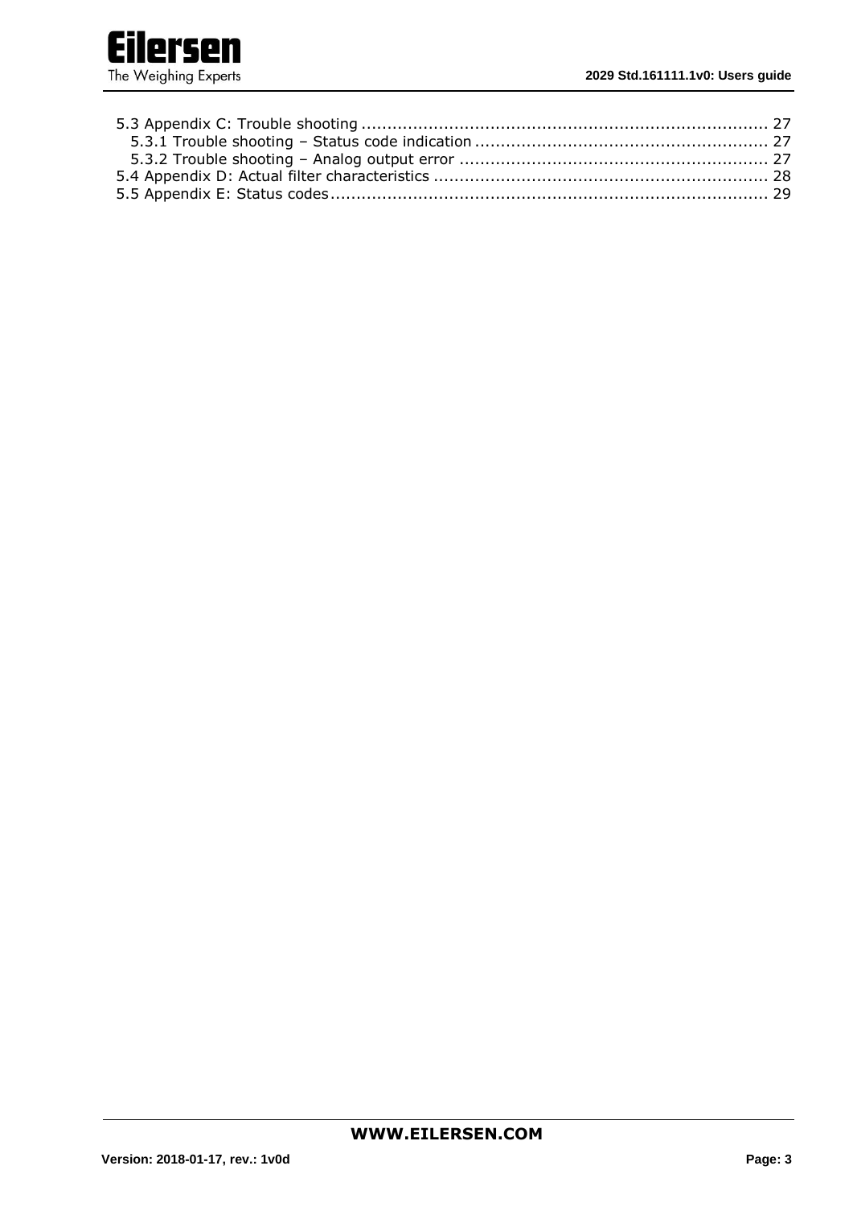5.3 Appendix C: Trouble shooting ................................................................................ 27
5.3.1 Trouble shooting – Status code indication ......................................................... 27
5.3.2 Trouble shooting – Analog output error ............................................................ 27
5.4 Appendix D: Actual filter characteristics ................................................................. 28
5.5 Appendix E: Status codes..................................................................................... 29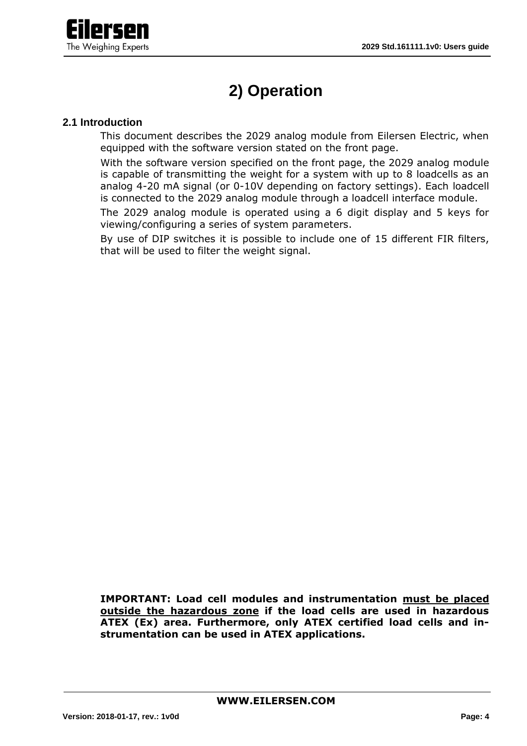# 2) Operation

## 2.1 Introduction

This document describes the 2029 analog module from Eilersen Electric, when equipped with the software version stated on the front page.

With the software version specified on the front page, the 2029 analog module is capable of transmitting the weight for a system with up to 8 loadcells as an analog 4-20 mA signal (or 0-10V depending on factory settings). Each loadcell is connected to the 2029 analog module through a loadcell interface module.

The 2029 analog module is operated using a 6 digit display and 5 keys for viewing/configuring a series of system parameters.

By use of DIP switches it is possible to include one of 15 different FIR filters, that will be used to filter the weight signal.

**IMPORTANT: Load cell modules and instrumentation <u>must be placed outside the hazardous zone</u> if the load cells are used in hazardous ATEX (Ex) area. Furthermore, only ATEX certified load cells and in-strumentation can be used in ATEX applications.**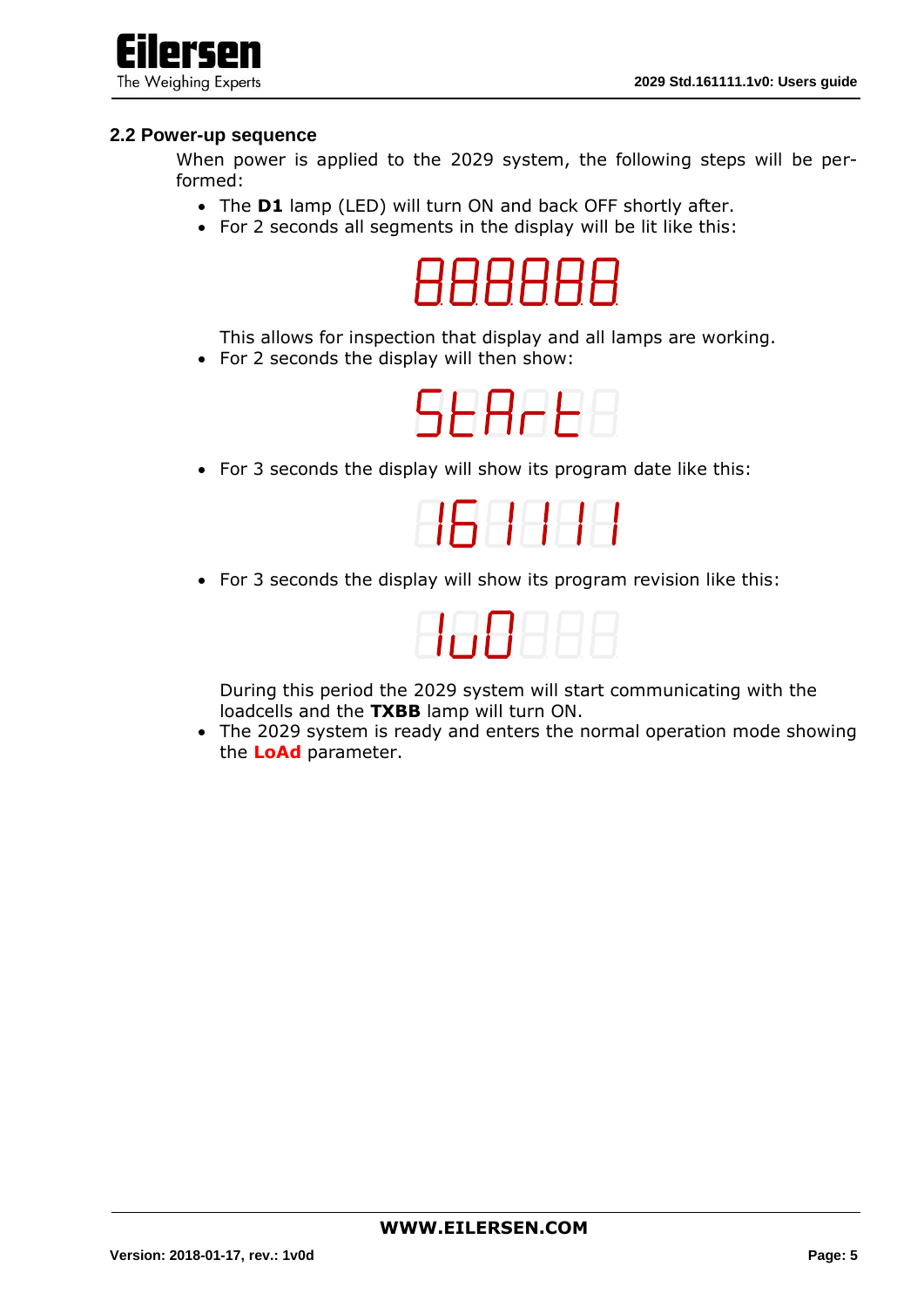## 2.2 Power-up sequence

When power is applied to the 2029 system, the following steps will be performed:

- The **D1** lamp (LED) will turn ON and back OFF shortly after.
- For 2 seconds all segments in the display will be lit like this:

  `8.8.8.8.8.8.`

  This allows for inspection that display and all lamps are working.
- For 2 seconds the display will then show:

  `StArt`

- For 3 seconds the display will show its program date like this:

  `161111`

- For 3 seconds the display will show its program revision like this:

  `1u0`

  During this period the 2029 system will start communicating with the loadcells and the **TXBB** lamp will turn ON.
- The 2029 system is ready and enters the normal operation mode showing the **LoAd** parameter.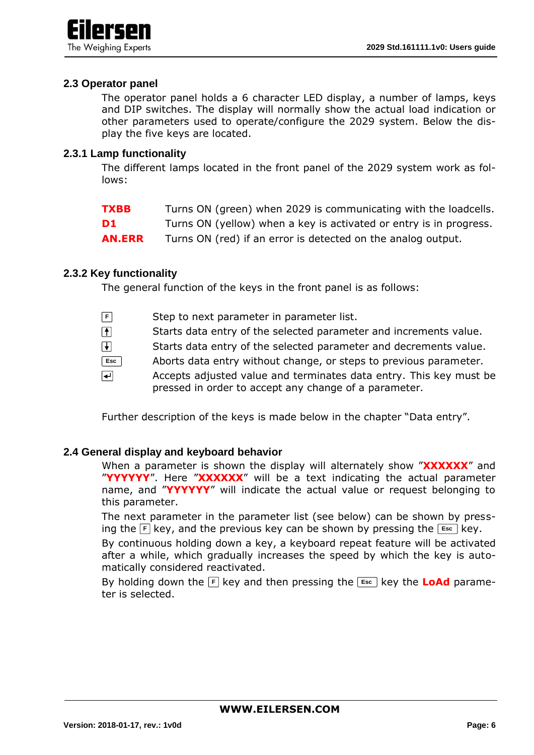## 2.3 Operator panel

The operator panel holds a 6 character LED display, a number of lamps, keys and DIP switches. The display will normally show the actual load indication or other parameters used to operate/configure the 2029 system. Below the display the five keys are located.

### 2.3.1 Lamp functionality

The different lamps located in the front panel of the 2029 system work as follows:

| | |
|---|---|
| **TXBB** | Turns ON (green) when 2029 is communicating with the loadcells. |
| **D1** | Turns ON (yellow) when a key is activated or entry is in progress. |
| **AN.ERR** | Turns ON (red) if an error is detected on the analog output. |

### 2.3.2 Key functionality

The general function of the keys in the front panel is as follows:

| | |
|---|---|
| [F] | Step to next parameter in parameter list. |
| [↑] | Starts data entry of the selected parameter and increments value. |
| [↓] | Starts data entry of the selected parameter and decrements value. |
| [Esc] | Aborts data entry without change, or steps to previous parameter. |
| [↵] | Accepts adjusted value and terminates data entry. This key must be pressed in order to accept any change of a parameter. |

Further description of the keys is made below in the chapter "Data entry".

## 2.4 General display and keyboard behavior

When a parameter is shown the display will alternately show "**XXXXXX**" and "**YYYYYY**". Here "**XXXXXX**" will be a text indicating the actual parameter name, and "**YYYYYY**" will indicate the actual value or request belonging to this parameter.

The next parameter in the parameter list (see below) can be shown by pressing the [F] key, and the previous key can be shown by pressing the [Esc] key.

By continuous holding down a key, a keyboard repeat feature will be activated after a while, which gradually increases the speed by which the key is automatically considered reactivated.

By holding down the [F] key and then pressing the [Esc] key the **LoAd** parameter is selected.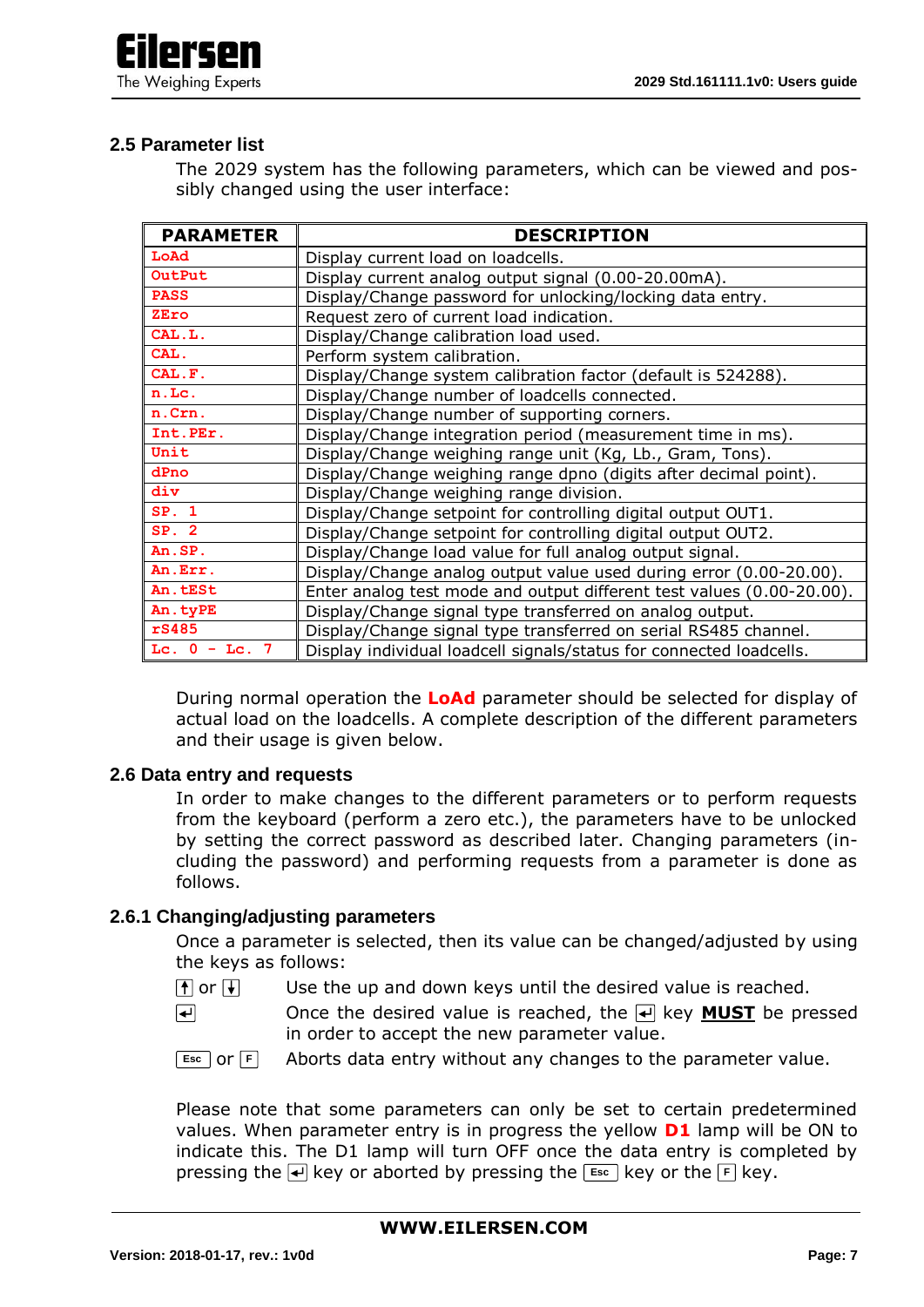## 2.5 Parameter list

The 2029 system has the following parameters, which can be viewed and possibly changed using the user interface:

| PARAMETER | DESCRIPTION |
|---|---|
| LoAd | Display current load on loadcells. |
| OutPut | Display current analog output signal (0.00-20.00mA). |
| PASS | Display/Change password for unlocking/locking data entry. |
| ZEro | Request zero of current load indication. |
| CAL.L. | Display/Change calibration load used. |
| CAL. | Perform system calibration. |
| CAL.F. | Display/Change system calibration factor (default is 524288). |
| n.Lc. | Display/Change number of loadcells connected. |
| n.Crn. | Display/Change number of supporting corners. |
| Int.PEr. | Display/Change integration period (measurement time in ms). |
| Unit | Display/Change weighing range unit (Kg, Lb., Gram, Tons). |
| dPno | Display/Change weighing range dpno (digits after decimal point). |
| div | Display/Change weighing range division. |
| SP. 1 | Display/Change setpoint for controlling digital output OUT1. |
| SP. 2 | Display/Change setpoint for controlling digital output OUT2. |
| An.SP. | Display/Change load value for full analog output signal. |
| An.Err. | Display/Change analog output value used during error (0.00-20.00). |
| An.tESt | Enter analog test mode and output different test values (0.00-20.00). |
| An.tyPE | Display/Change signal type transferred on analog output. |
| rS485 | Display/Change signal type transferred on serial RS485 channel. |
| Lc. 0 - Lc. 7 | Display individual loadcell signals/status for connected loadcells. |

During normal operation the **LoAd** parameter should be selected for display of actual load on the loadcells. A complete description of the different parameters and their usage is given below.

## 2.6 Data entry and requests

In order to make changes to the different parameters or to perform requests from the keyboard (perform a zero etc.), the parameters have to be unlocked by setting the correct password as described later. Changing parameters (including the password) and performing requests from a parameter is done as follows.

### 2.6.1 Changing/adjusting parameters

Once a parameter is selected, then its value can be changed/adjusted by using the keys as follows:

- [↑] or [↓] — Use the up and down keys until the desired value is reached.
- [↵] — Once the desired value is reached, the [↵] key **MUST** be pressed in order to accept the new parameter value.
- [Esc] or [F] — Aborts data entry without any changes to the parameter value.

Please note that some parameters can only be set to certain predetermined values. When parameter entry is in progress the yellow **D1** lamp will be ON to indicate this. The D1 lamp will turn OFF once the data entry is completed by pressing the [↵] key or aborted by pressing the [Esc] key or the [F] key.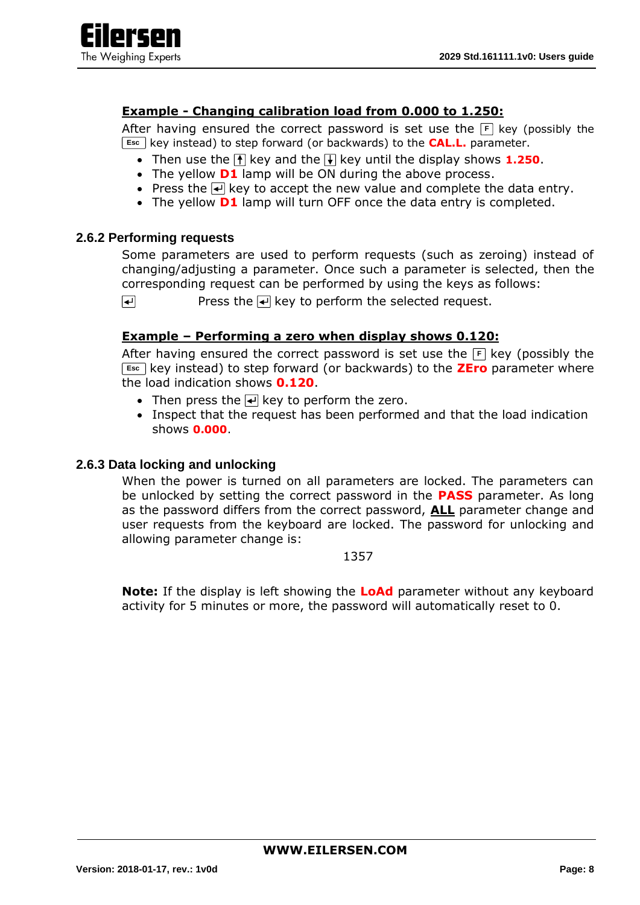**Example - Changing calibration load from 0.000 to 1.250:**

After having ensured the correct password is set use the [F] key (possibly the [Esc] key instead) to step forward (or backwards) to the **CAL.L.** parameter.

- Then use the [↑] key and the [↓] key until the display shows **1.250**.
- The yellow **D1** lamp will be ON during the above process.
- Press the [↵] key to accept the new value and complete the data entry.
- The yellow **D1** lamp will turn OFF once the data entry is completed.

### 2.6.2 Performing requests

Some parameters are used to perform requests (such as zeroing) instead of changing/adjusting a parameter. Once such a parameter is selected, then the corresponding request can be performed by using the keys as follows:

[↵] Press the [↵] key to perform the selected request.

**Example – Performing a zero when display shows 0.120:**

After having ensured the correct password is set use the [F] key (possibly the [Esc] key instead) to step forward (or backwards) to the **ZEro** parameter where the load indication shows **0.120**.

- Then press the [↵] key to perform the zero.
- Inspect that the request has been performed and that the load indication shows **0.000**.

### 2.6.3 Data locking and unlocking

When the power is turned on all parameters are locked. The parameters can be unlocked by setting the correct password in the **PASS** parameter. As long as the password differs from the correct password, **ALL** parameter change and user requests from the keyboard are locked. The password for unlocking and allowing parameter change is:

1357

**Note:** If the display is left showing the **LoAd** parameter without any keyboard activity for 5 minutes or more, the password will automatically reset to 0.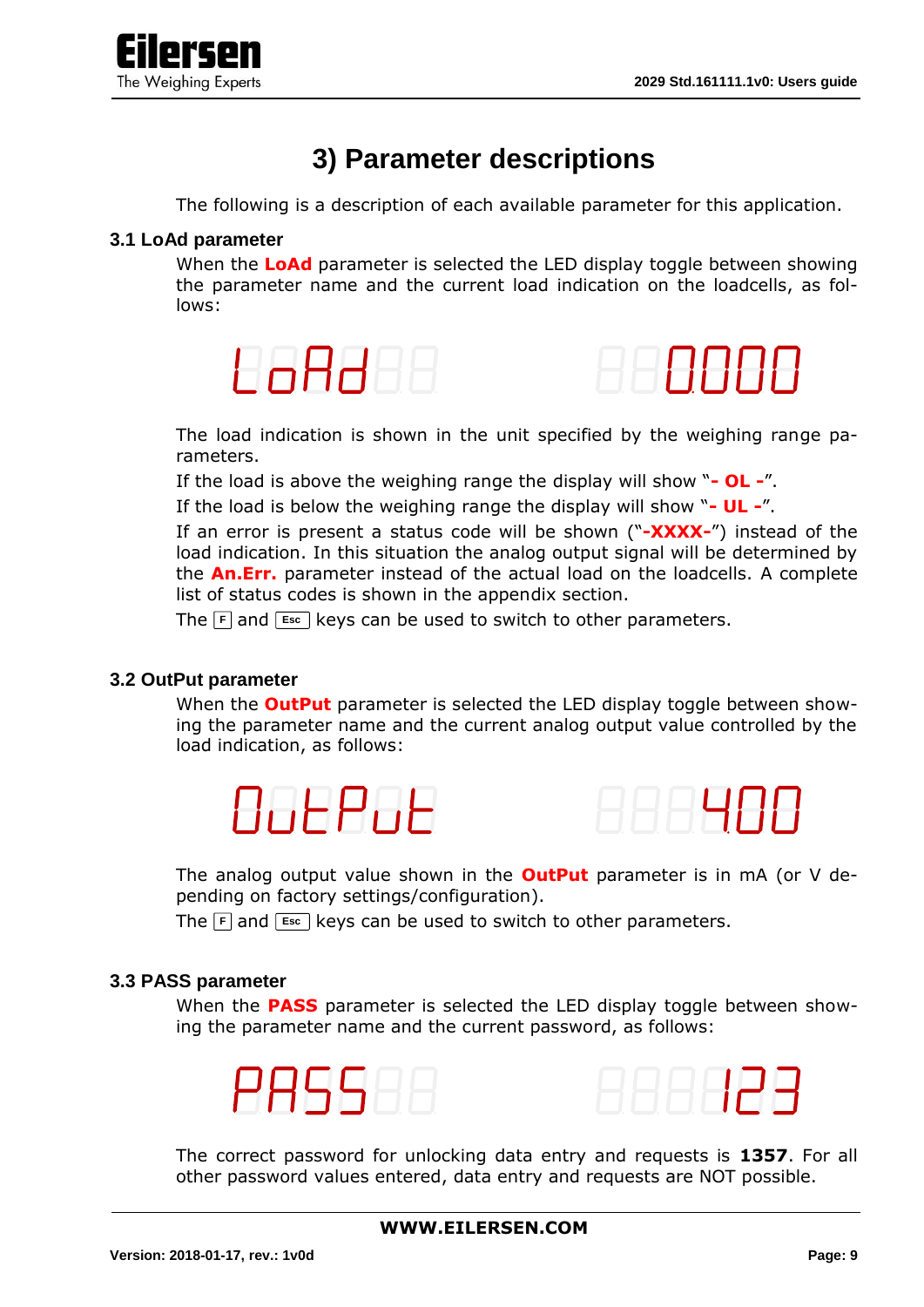# 3) Parameter descriptions

The following is a description of each available parameter for this application.

## 3.1 LoAd parameter

When the **LoAd** parameter is selected the LED display toggle between showing the parameter name and the current load indication on the loadcells, as follows:

LoAd                0000

The load indication is shown in the unit specified by the weighing range parameters.

If the load is above the weighing range the display will show "**- OL -**".

If the load is below the weighing range the display will show "**- UL -**".

If an error is present a status code will be shown ("**-XXXX-**") instead of the load indication. In this situation the analog output signal will be determined by the **An.Err.** parameter instead of the actual load on the loadcells. A complete list of status codes is shown in the appendix section.

The [F] and [Esc] keys can be used to switch to other parameters.

## 3.2 OutPut parameter

When the **OutPut** parameter is selected the LED display toggle between showing the parameter name and the current analog output value controlled by the load indication, as follows:

OutPut                4.00

The analog output value shown in the **OutPut** parameter is in mA (or V depending on factory settings/configuration).

The [F] and [Esc] keys can be used to switch to other parameters.

## 3.3 PASS parameter

When the **PASS** parameter is selected the LED display toggle between showing the parameter name and the current password, as follows:

PASS                123

The correct password for unlocking data entry and requests is **1357**. For all other password values entered, data entry and requests are NOT possible.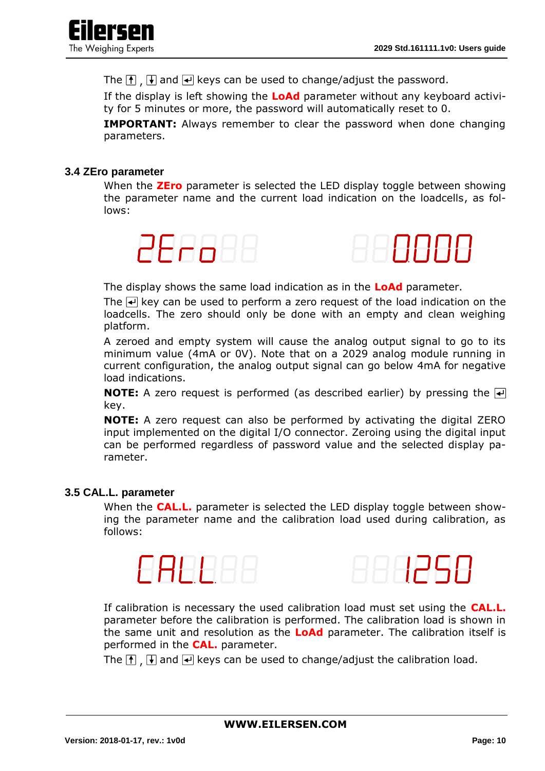The [↑] , [↓] and [↵] keys can be used to change/adjust the password.

If the display is left showing the **LoAd** parameter without any keyboard activity for 5 minutes or more, the password will automatically reset to 0.

**IMPORTANT:** Always remember to clear the password when done changing parameters.

### 3.4 ZEro parameter

When the **ZEro** parameter is selected the LED display toggle between showing the parameter name and the current load indication on the loadcells, as follows:

ZEro          0000

The display shows the same load indication as in the **LoAd** parameter.

The [↵] key can be used to perform a zero request of the load indication on the loadcells. The zero should only be done with an empty and clean weighing platform.

A zeroed and empty system will cause the analog output signal to go to its minimum value (4mA or 0V). Note that on a 2029 analog module running in current configuration, the analog output signal can go below 4mA for negative load indications.

**NOTE:** A zero request is performed (as described earlier) by pressing the [↵] key.

**NOTE:** A zero request can also be performed by activating the digital ZERO input implemented on the digital I/O connector. Zeroing using the digital input can be performed regardless of password value and the selected display parameter.

### 3.5 CAL.L. parameter

When the **CAL.L.** parameter is selected the LED display toggle between showing the parameter name and the calibration load used during calibration, as follows:

CAL.L.          1250

If calibration is necessary the used calibration load must set using the **CAL.L.** parameter before the calibration is performed. The calibration load is shown in the same unit and resolution as the **LoAd** parameter. The calibration itself is performed in the **CAL.** parameter.

The [↑] , [↓] and [↵] keys can be used to change/adjust the calibration load.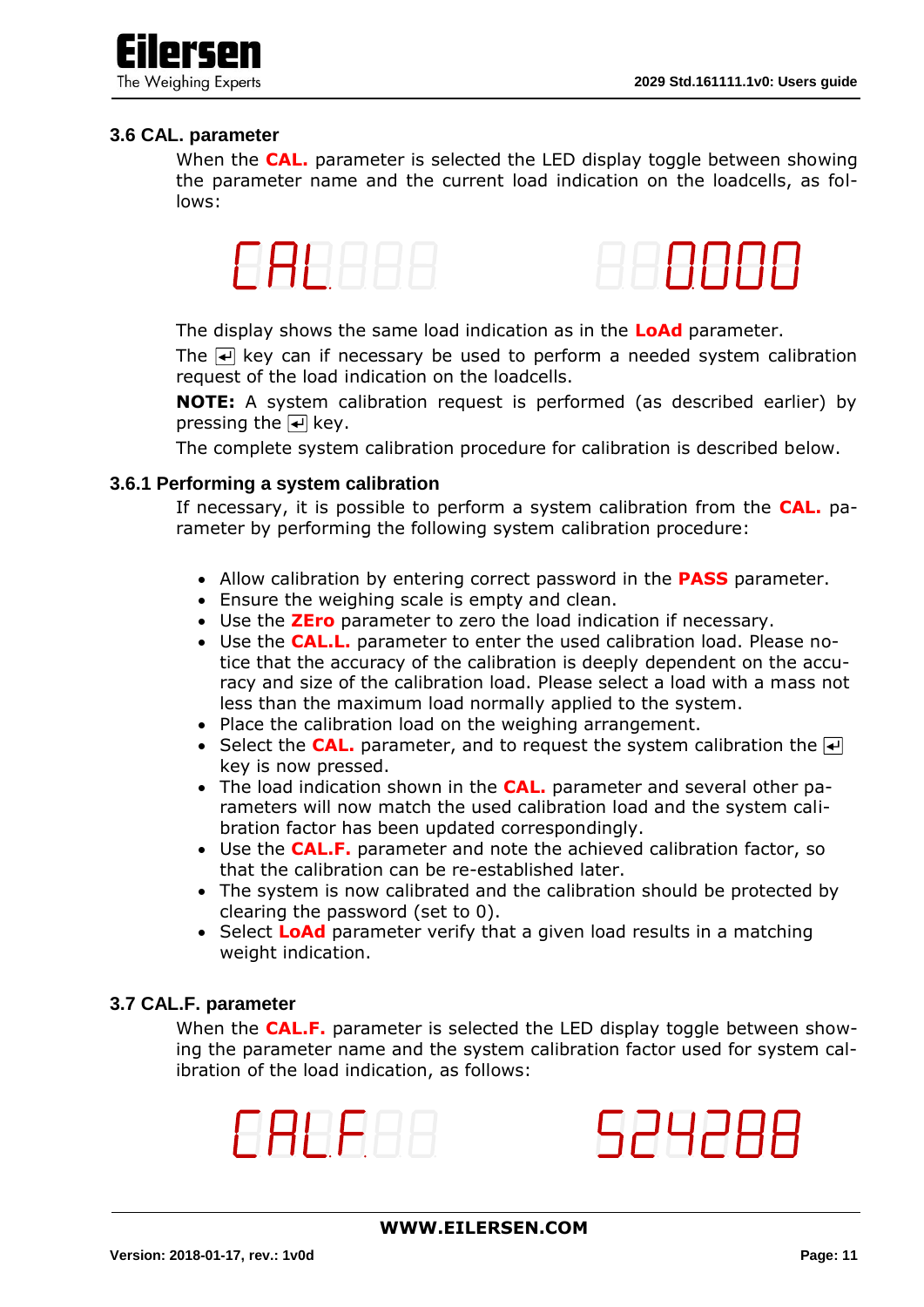### 3.6 CAL. parameter

When the **CAL.** parameter is selected the LED display toggle between showing the parameter name and the current load indication on the loadcells, as follows:

CAL.      0.000

The display shows the same load indication as in the **LoAd** parameter.

The ↵ key can if necessary be used to perform a needed system calibration request of the load indication on the loadcells.

**NOTE:** A system calibration request is performed (as described earlier) by pressing the ↵ key.

The complete system calibration procedure for calibration is described below.

#### 3.6.1 Performing a system calibration

If necessary, it is possible to perform a system calibration from the **CAL.** parameter by performing the following system calibration procedure:

- Allow calibration by entering correct password in the **PASS** parameter.
- Ensure the weighing scale is empty and clean.
- Use the **ZEro** parameter to zero the load indication if necessary.
- Use the **CAL.L.** parameter to enter the used calibration load. Please notice that the accuracy of the calibration is deeply dependent on the accuracy and size of the calibration load. Please select a load with a mass not less than the maximum load normally applied to the system.
- Place the calibration load on the weighing arrangement.
- Select the **CAL.** parameter, and to request the system calibration the ↵ key is now pressed.
- The load indication shown in the **CAL.** parameter and several other parameters will now match the used calibration load and the system calibration factor has been updated correspondingly.
- Use the **CAL.F.** parameter and note the achieved calibration factor, so that the calibration can be re-established later.
- The system is now calibrated and the calibration should be protected by clearing the password (set to 0).
- Select **LoAd** parameter verify that a given load results in a matching weight indication.

### 3.7 CAL.F. parameter

When the **CAL.F.** parameter is selected the LED display toggle between showing the parameter name and the system calibration factor used for system calibration of the load indication, as follows:

CAL.F.      524288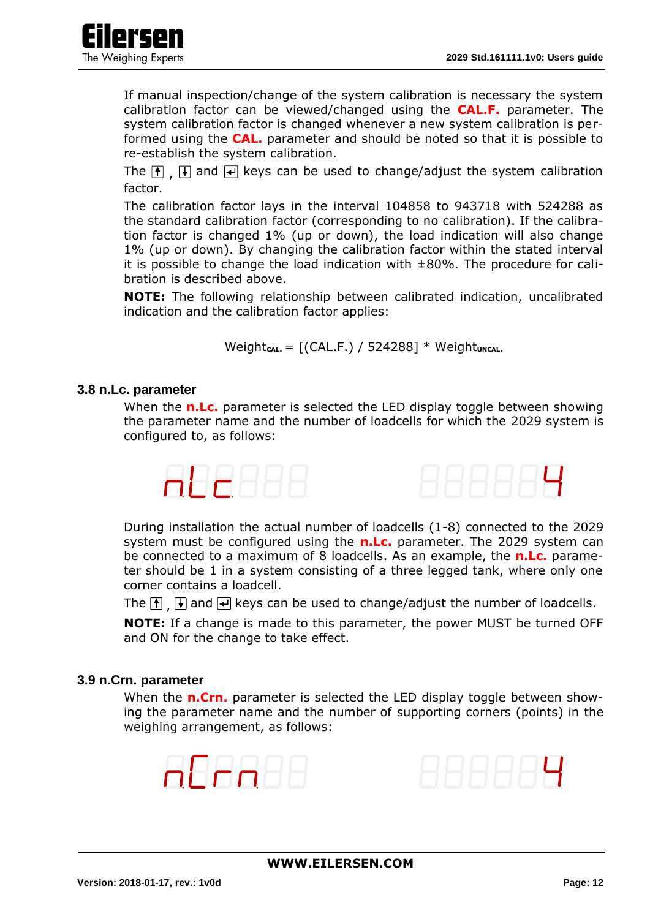If manual inspection/change of the system calibration is necessary the system calibration factor can be viewed/changed using the **CAL.F.** parameter. The system calibration factor is changed whenever a new system calibration is performed using the **CAL.** parameter and should be noted so that it is possible to re-establish the system calibration.

The ↑ , ↓ and ↵ keys can be used to change/adjust the system calibration factor.

The calibration factor lays in the interval 104858 to 943718 with 524288 as the standard calibration factor (corresponding to no calibration). If the calibration factor is changed 1% (up or down), the load indication will also change 1% (up or down). By changing the calibration factor within the stated interval it is possible to change the load indication with ±80%. The procedure for calibration is described above.

**NOTE:** The following relationship between calibrated indication, uncalibrated indication and the calibration factor applies:

$$Weight_{CAL.} = [(CAL.F.) / 524288] * Weight_{UNCAL.}$$

## 3.8 n.Lc. parameter

When the **n.Lc.** parameter is selected the LED display toggle between showing the parameter name and the number of loadcells for which the 2029 system is configured to, as follows:

n.Lc.        4

During installation the actual number of loadcells (1-8) connected to the 2029 system must be configured using the **n.Lc.** parameter. The 2029 system can be connected to a maximum of 8 loadcells. As an example, the **n.Lc.** parameter should be 1 in a system consisting of a three legged tank, where only one corner contains a loadcell.

The ↑ , ↓ and ↵ keys can be used to change/adjust the number of loadcells.

**NOTE:** If a change is made to this parameter, the power MUST be turned OFF and ON for the change to take effect.

## 3.9 n.Crn. parameter

When the **n.Crn.** parameter is selected the LED display toggle between showing the parameter name and the number of supporting corners (points) in the weighing arrangement, as follows:

n.Crn.        4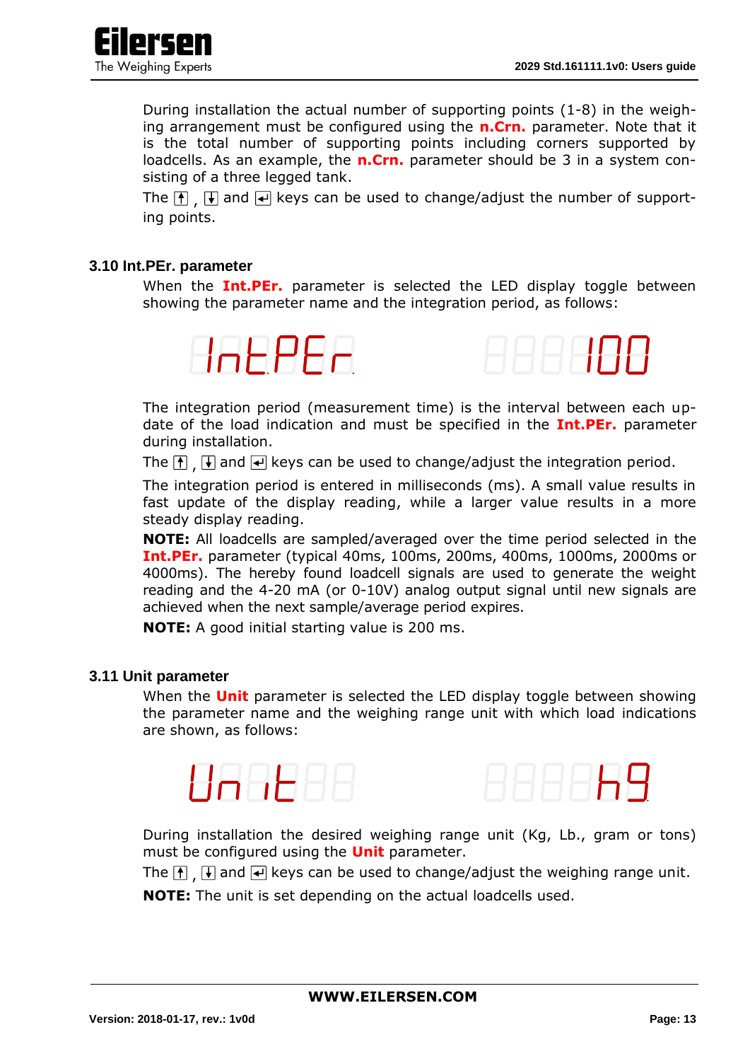During installation the actual number of supporting points (1-8) in the weighing arrangement must be configured using the **n.Crn.** parameter. Note that it is the total number of supporting points including corners supported by loadcells. As an example, the **n.Crn.** parameter should be 3 in a system consisting of a three legged tank.

The ↑ , ↓ and ↵ keys can be used to change/adjust the number of supporting points.

### 3.10 Int.PEr. parameter

When the **Int.PEr.** parameter is selected the LED display toggle between showing the parameter name and the integration period, as follows:

IntPEr.          100

The integration period (measurement time) is the interval between each update of the load indication and must be specified in the **Int.PEr.** parameter during installation.

The ↑ , ↓ and ↵ keys can be used to change/adjust the integration period.

The integration period is entered in milliseconds (ms). A small value results in fast update of the display reading, while a larger value results in a more steady display reading.

**NOTE:** All loadcells are sampled/averaged over the time period selected in the **Int.PEr.** parameter (typical 40ms, 100ms, 200ms, 400ms, 1000ms, 2000ms or 4000ms). The hereby found loadcell signals are used to generate the weight reading and the 4-20 mA (or 0-10V) analog output signal until new signals are achieved when the next sample/average period expires.

**NOTE:** A good initial starting value is 200 ms.

### 3.11 Unit parameter

When the **Unit** parameter is selected the LED display toggle between showing the parameter name and the weighing range unit with which load indications are shown, as follows:

Unit          kg.

During installation the desired weighing range unit (Kg, Lb., gram or tons) must be configured using the **Unit** parameter.

The ↑ , ↓ and ↵ keys can be used to change/adjust the weighing range unit.

**NOTE:** The unit is set depending on the actual loadcells used.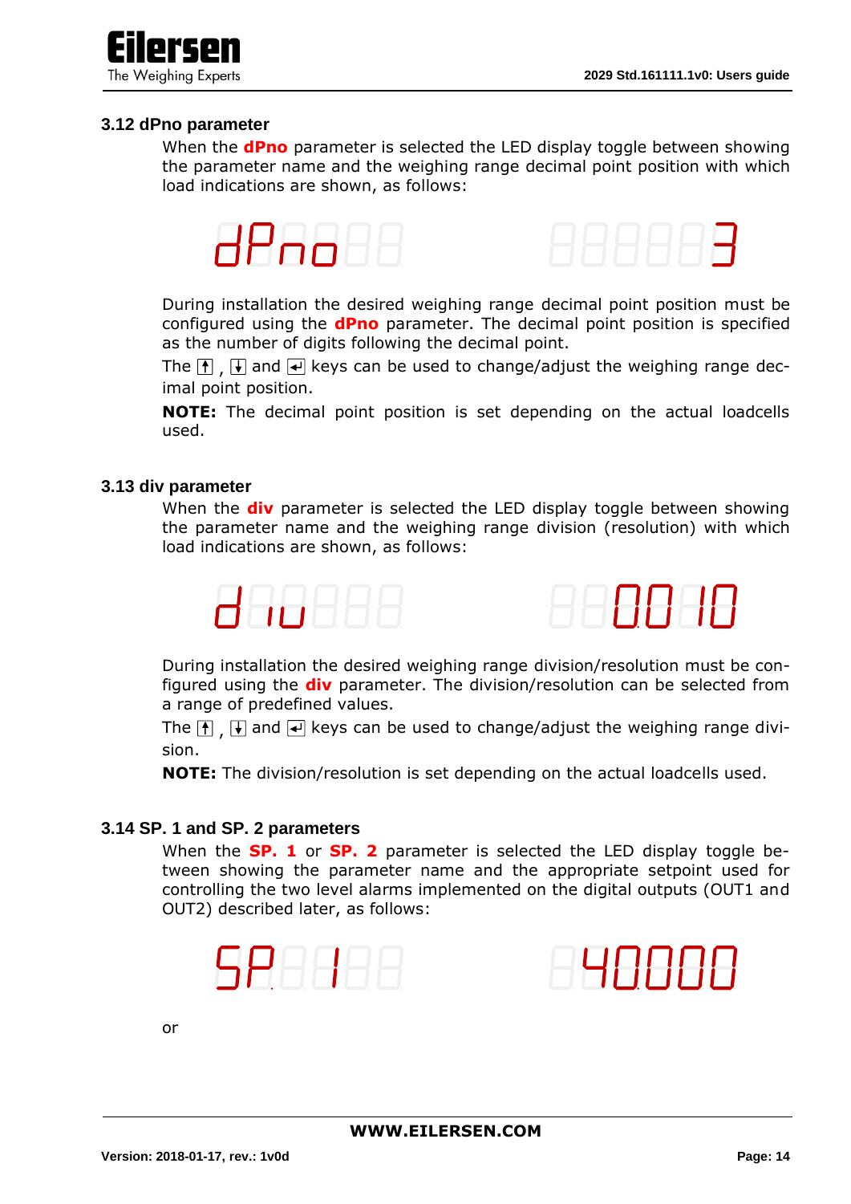### 3.12 dPno parameter

When the **dPno** parameter is selected the LED display toggle between showing the parameter name and the weighing range decimal point position with which load indications are shown, as follows:

During installation the desired weighing range decimal point position must be configured using the **dPno** parameter. The decimal point position is specified as the number of digits following the decimal point.

The [↑] , [↓] and [↵] keys can be used to change/adjust the weighing range decimal point position.

**NOTE:** The decimal point position is set depending on the actual loadcells used.

### 3.13 div parameter

When the **div** parameter is selected the LED display toggle between showing the parameter name and the weighing range division (resolution) with which load indications are shown, as follows:

During installation the desired weighing range division/resolution must be configured using the **div** parameter. The division/resolution can be selected from a range of predefined values.

The [↑] , [↓] and [↵] keys can be used to change/adjust the weighing range division.

**NOTE:** The division/resolution is set depending on the actual loadcells used.

### 3.14 SP. 1 and SP. 2 parameters

When the **SP. 1** or **SP. 2** parameter is selected the LED display toggle between showing the parameter name and the appropriate setpoint used for controlling the two level alarms implemented on the digital outputs (OUT1 and OUT2) described later, as follows:

or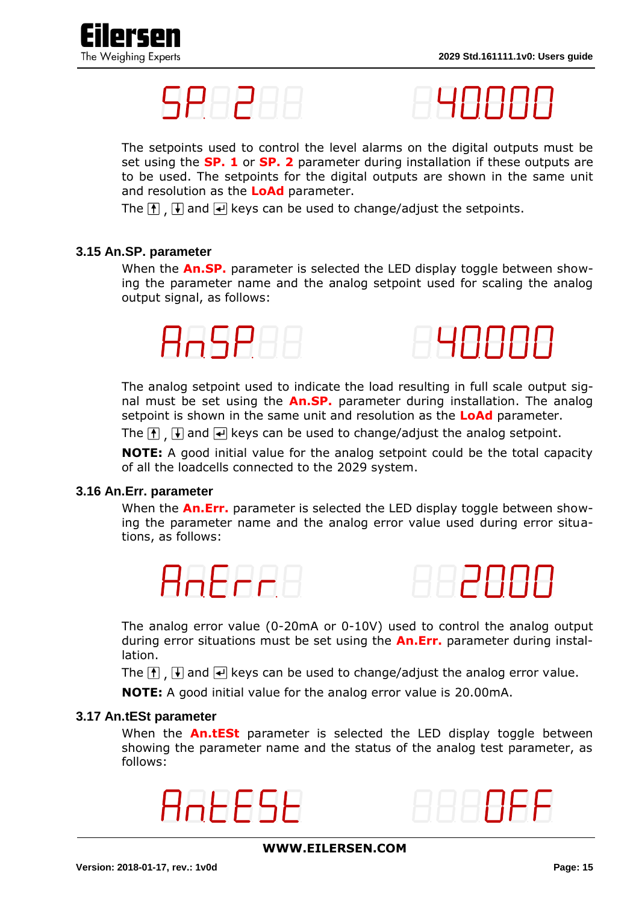SP. 2 40000

The setpoints used to control the level alarms on the digital outputs must be set using the **SP. 1** or **SP. 2** parameter during installation if these outputs are to be used. The setpoints for the digital outputs are shown in the same unit and resolution as the **LoAd** parameter.

The [↑] , [↓] and [↵] keys can be used to change/adjust the setpoints.

### 3.15 An.SP. parameter

When the **An.SP.** parameter is selected the LED display toggle between showing the parameter name and the analog setpoint used for scaling the analog output signal, as follows:

An.SP. 40000

The analog setpoint used to indicate the load resulting in full scale output signal must be set using the **An.SP.** parameter during installation. The analog setpoint is shown in the same unit and resolution as the **LoAd** parameter.

The [↑] , [↓] and [↵] keys can be used to change/adjust the analog setpoint.

**NOTE:** A good initial value for the analog setpoint could be the total capacity of all the loadcells connected to the 2029 system.

### 3.16 An.Err. parameter

When the **An.Err.** parameter is selected the LED display toggle between showing the parameter name and the analog error value used during error situations, as follows:

An.Err. 2000

The analog error value (0-20mA or 0-10V) used to control the analog output during error situations must be set using the **An.Err.** parameter during installation.

The [↑] , [↓] and [↵] keys can be used to change/adjust the analog error value.

**NOTE:** A good initial value for the analog error value is 20.00mA.

### 3.17 An.tESt parameter

When the **An.tESt** parameter is selected the LED display toggle between showing the parameter name and the status of the analog test parameter, as follows:

An.tESt OFF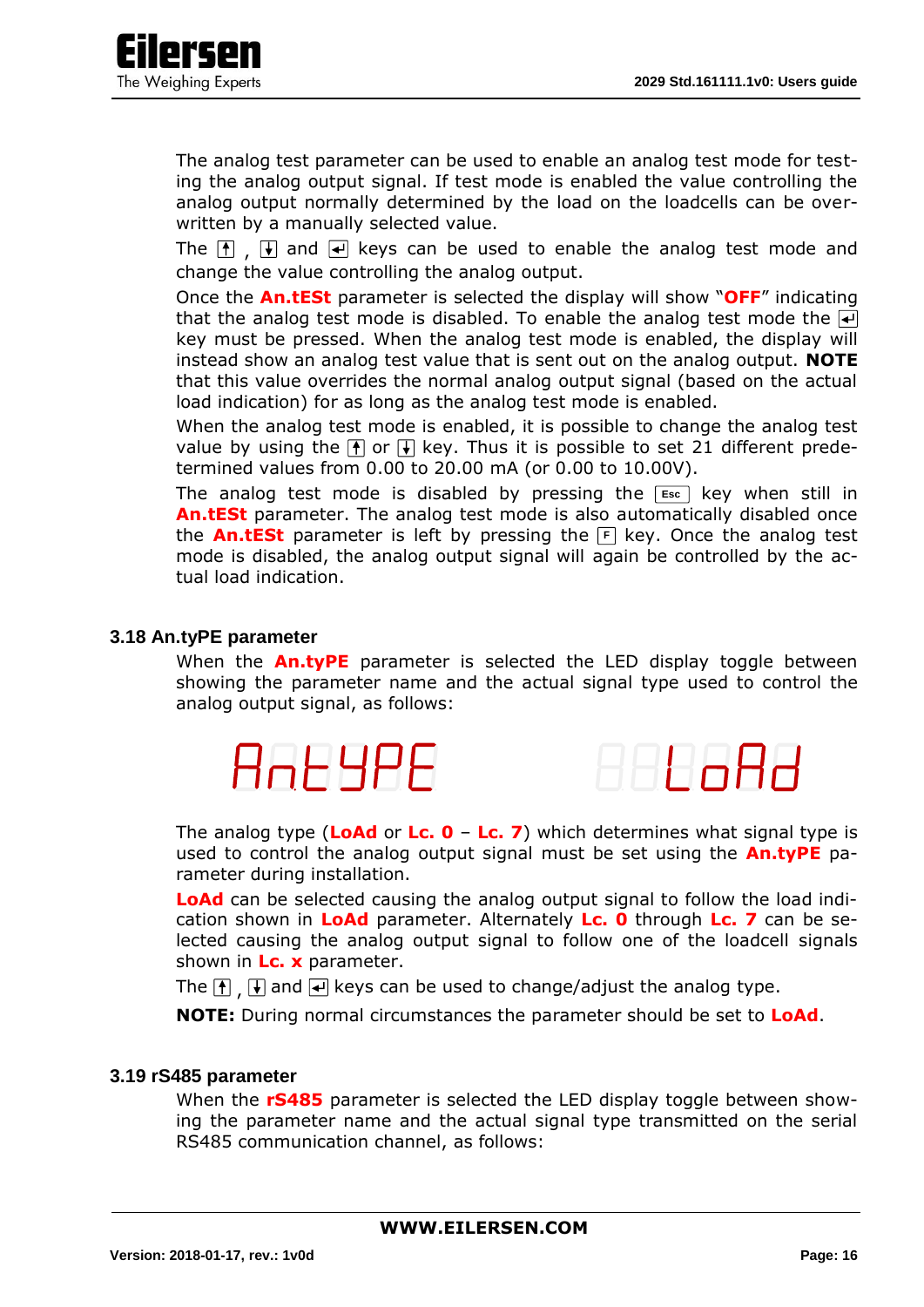The analog test parameter can be used to enable an analog test mode for testing the analog output signal. If test mode is enabled the value controlling the analog output normally determined by the load on the loadcells can be overwritten by a manually selected value.

The [↑] , [↓] and [↵] keys can be used to enable the analog test mode and change the value controlling the analog output.

Once the **An.tESt** parameter is selected the display will show "**OFF**" indicating that the analog test mode is disabled. To enable the analog test mode the [↵] key must be pressed. When the analog test mode is enabled, the display will instead show an analog test value that is sent out on the analog output. **NOTE** that this value overrides the normal analog output signal (based on the actual load indication) for as long as the analog test mode is enabled.

When the analog test mode is enabled, it is possible to change the analog test value by using the [↑] or [↓] key. Thus it is possible to set 21 different predetermined values from 0.00 to 20.00 mA (or 0.00 to 10.00V).

The analog test mode is disabled by pressing the [Esc] key when still in **An.tESt** parameter. The analog test mode is also automatically disabled once the **An.tESt** parameter is left by pressing the [F] key. Once the analog test mode is disabled, the analog output signal will again be controlled by the actual load indication.

### 3.18 An.tyPE parameter

When the **An.tyPE** parameter is selected the LED display toggle between showing the parameter name and the actual signal type used to control the analog output signal, as follows:

An.tYPE　　　LoAd

The analog type (**LoAd** or **Lc. 0** – **Lc. 7**) which determines what signal type is used to control the analog output signal must be set using the **An.tyPE** parameter during installation.

**LoAd** can be selected causing the analog output signal to follow the load indication shown in **LoAd** parameter. Alternately **Lc. 0** through **Lc. 7** can be selected causing the analog output signal to follow one of the loadcell signals shown in **Lc. x** parameter.

The [↑] , [↓] and [↵] keys can be used to change/adjust the analog type.

**NOTE:** During normal circumstances the parameter should be set to **LoAd**.

### 3.19 rS485 parameter

When the **rS485** parameter is selected the LED display toggle between showing the parameter name and the actual signal type transmitted on the serial RS485 communication channel, as follows: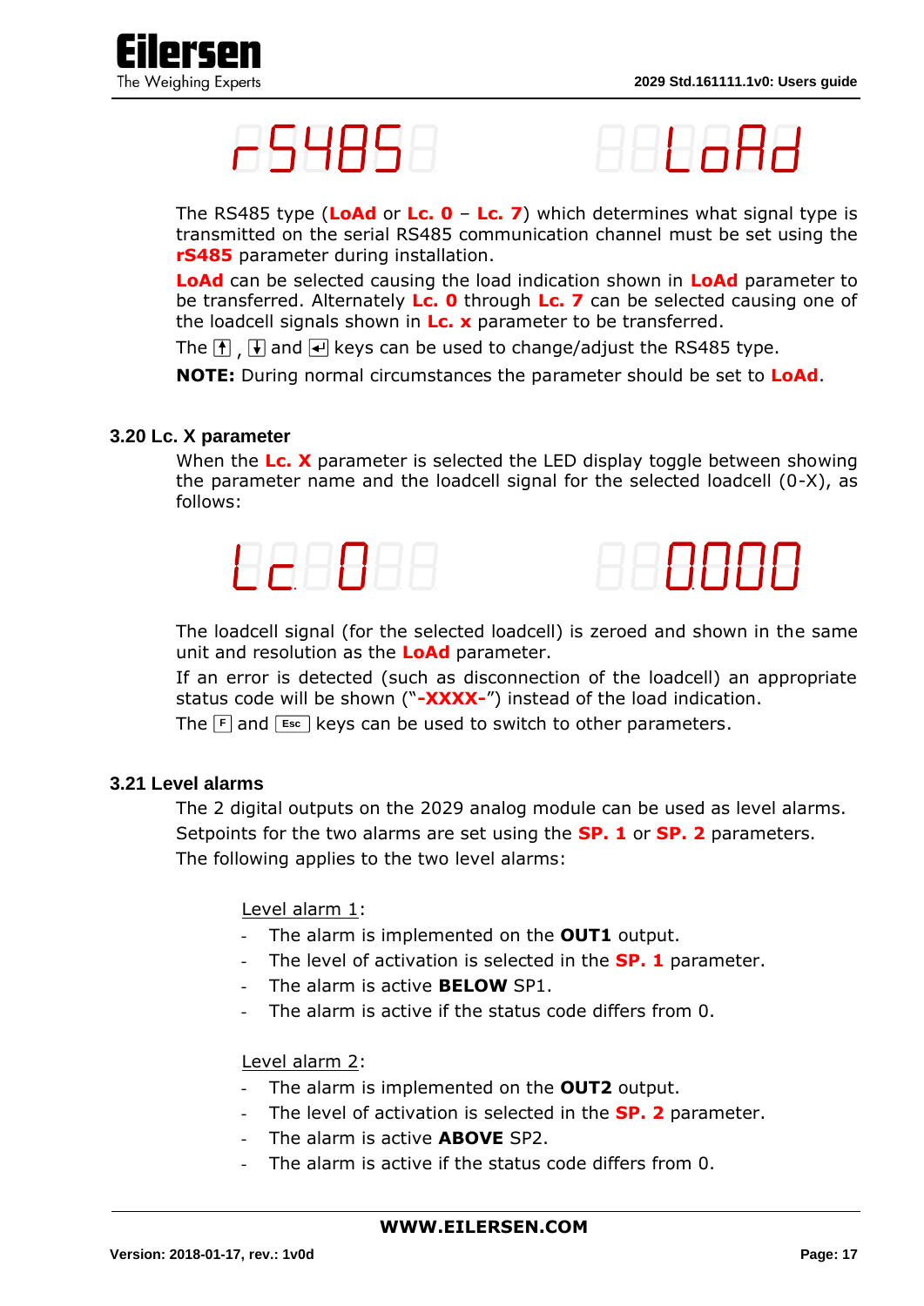rS485 LoAd

The RS485 type (**LoAd** or **Lc. 0** – **Lc. 7**) which determines what signal type is transmitted on the serial RS485 communication channel must be set using the **rS485** parameter during installation.

**LoAd** can be selected causing the load indication shown in **LoAd** parameter to be transferred. Alternately **Lc. 0** through **Lc. 7** can be selected causing one of the loadcell signals shown in **Lc. x** parameter to be transferred.

The [↑], [↓] and [↵] keys can be used to change/adjust the RS485 type.

**NOTE:** During normal circumstances the parameter should be set to **LoAd**.

### 3.20 Lc. X parameter

When the **Lc. X** parameter is selected the LED display toggle between showing the parameter name and the loadcell signal for the selected loadcell (0-X), as follows:

Lc. 0 0.000

The loadcell signal (for the selected loadcell) is zeroed and shown in the same unit and resolution as the **LoAd** parameter.

If an error is detected (such as disconnection of the loadcell) an appropriate status code will be shown ("**-XXXX-**") instead of the load indication.

The [F] and [Esc] keys can be used to switch to other parameters.

### 3.21 Level alarms

The 2 digital outputs on the 2029 analog module can be used as level alarms.

Setpoints for the two alarms are set using the **SP. 1** or **SP. 2** parameters.

The following applies to the two level alarms:

Level alarm 1:

- The alarm is implemented on the **OUT1** output.
- The level of activation is selected in the **SP. 1** parameter.
- The alarm is active **BELOW** SP1.
- The alarm is active if the status code differs from 0.

Level alarm 2:

- The alarm is implemented on the **OUT2** output.
- The level of activation is selected in the **SP. 2** parameter.
- The alarm is active **ABOVE** SP2.
- The alarm is active if the status code differs from 0.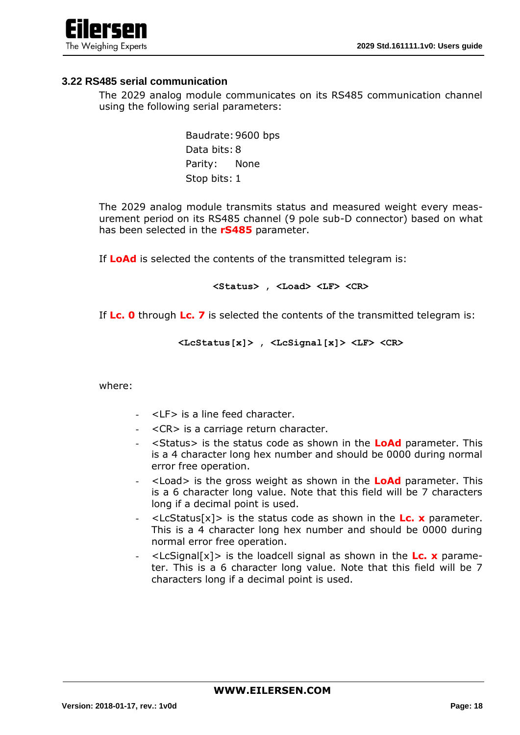### 3.22 RS485 serial communication

The 2029 analog module communicates on its RS485 communication channel using the following serial parameters:

Baudrate: 9600 bps
Data bits: 8
Parity: None
Stop bits: 1

The 2029 analog module transmits status and measured weight every measurement period on its RS485 channel (9 pole sub-D connector) based on what has been selected in the **rS485** parameter.

If **LoAd** is selected the contents of the transmitted telegram is:

**<Status> , <Load> <LF> <CR>**

If **Lc. 0** through **Lc. 7** is selected the contents of the transmitted telegram is:

**<LcStatus[x]> , <LcSignal[x]> <LF> <CR>**

where:

- <LF> is a line feed character.
- <CR> is a carriage return character.
- <Status> is the status code as shown in the **LoAd** parameter. This is a 4 character long hex number and should be 0000 during normal error free operation.
- <Load> is the gross weight as shown in the **LoAd** parameter. This is a 6 character long value. Note that this field will be 7 characters long if a decimal point is used.
- <LcStatus[x]> is the status code as shown in the **Lc. x** parameter. This is a 4 character long hex number and should be 0000 during normal error free operation.
- <LcSignal[x]> is the loadcell signal as shown in the **Lc. x** parameter. This is a 6 character long value. Note that this field will be 7 characters long if a decimal point is used.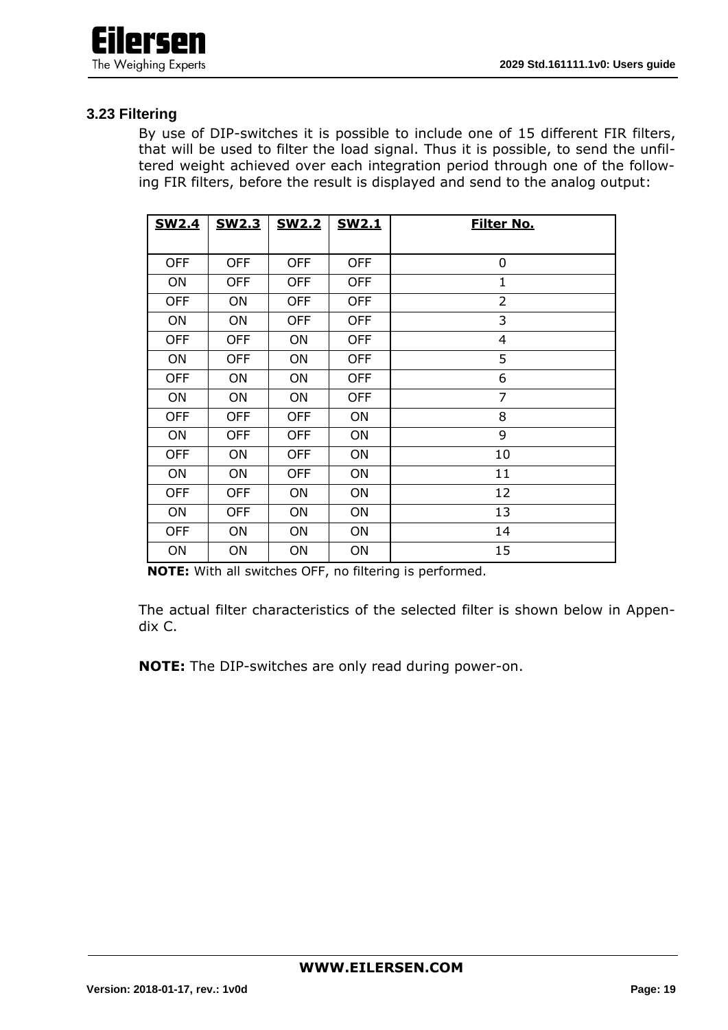### 3.23 Filtering

By use of DIP-switches it is possible to include one of 15 different FIR filters, that will be used to filter the load signal. Thus it is possible, to send the unfiltered weight achieved over each integration period through one of the following FIR filters, before the result is displayed and send to the analog output:

| **SW2.4** | **SW2.3** | **SW2.2** | **SW2.1** | **Filter No.** |
|---|---|---|---|---|
| OFF | OFF | OFF | OFF | 0 |
| ON | OFF | OFF | OFF | 1 |
| OFF | ON | OFF | OFF | 2 |
| ON | ON | OFF | OFF | 3 |
| OFF | OFF | ON | OFF | 4 |
| ON | OFF | ON | OFF | 5 |
| OFF | ON | ON | OFF | 6 |
| ON | ON | ON | OFF | 7 |
| OFF | OFF | OFF | ON | 8 |
| ON | OFF | OFF | ON | 9 |
| OFF | ON | OFF | ON | 10 |
| ON | ON | OFF | ON | 11 |
| OFF | OFF | ON | ON | 12 |
| ON | OFF | ON | ON | 13 |
| OFF | ON | ON | ON | 14 |
| ON | ON | ON | ON | 15 |

**NOTE:** With all switches OFF, no filtering is performed.

The actual filter characteristics of the selected filter is shown below in Appendix C.

**NOTE:** The DIP-switches are only read during power-on.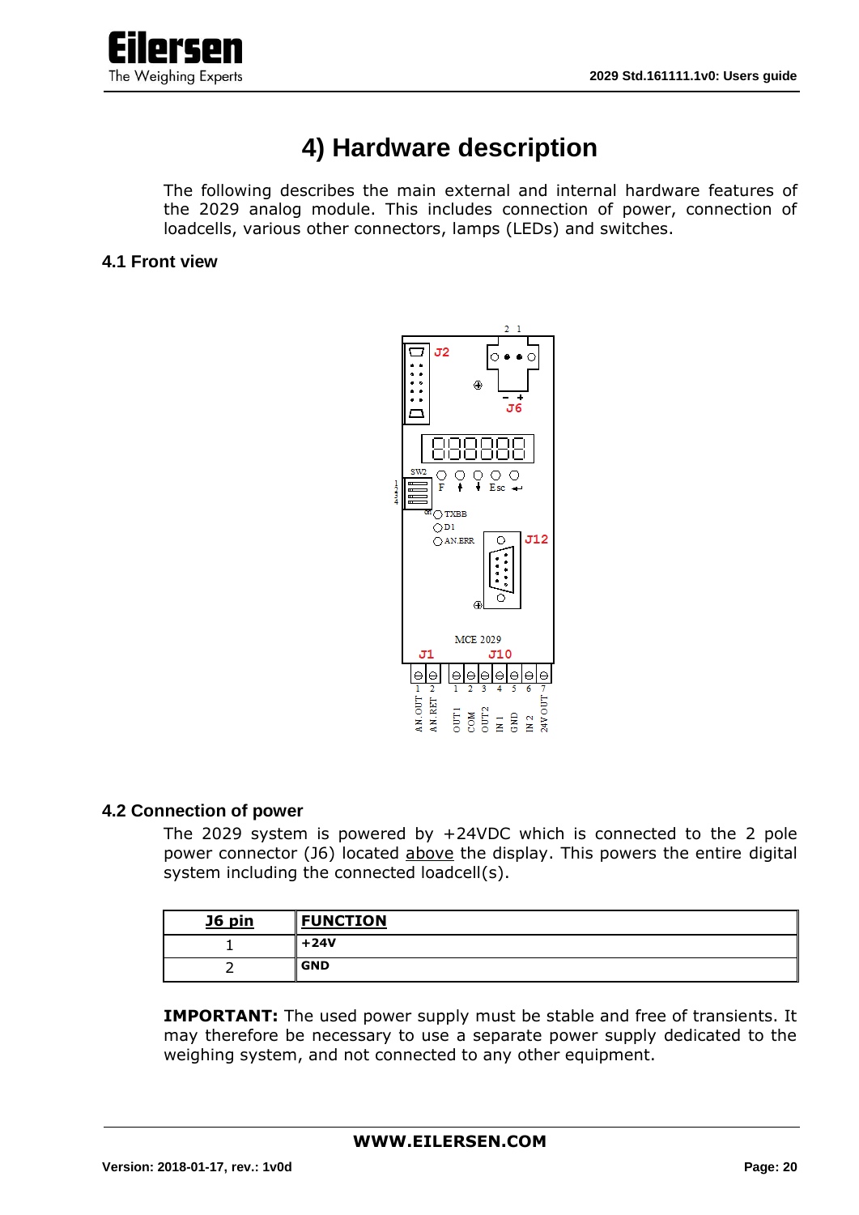# 4) Hardware description

The following describes the main external and internal hardware features of the 2029 analog module. This includes connection of power, connection of loadcells, various other connectors, lamps (LEDs) and switches.

## 4.1 Front view

J2
J6
SW2
F
Esc
TXBB
D1
AN.ERR
J12
MCE 2029
J1
J10
AN.OUT
AN.RET
OUT1
COM
OUT2
IN 1
GND
IN 2
24V OUT

## 4.2 Connection of power

The 2029 system is powered by +24VDC which is connected to the 2 pole power connector (J6) located above the display. This powers the entire digital system including the connected loadcell(s).

| J6 pin | FUNCTION |
|---|---|
| 1 | +24V |
| 2 | GND |

**IMPORTANT:** The used power supply must be stable and free of transients. It may therefore be necessary to use a separate power supply dedicated to the weighing system, and not connected to any other equipment.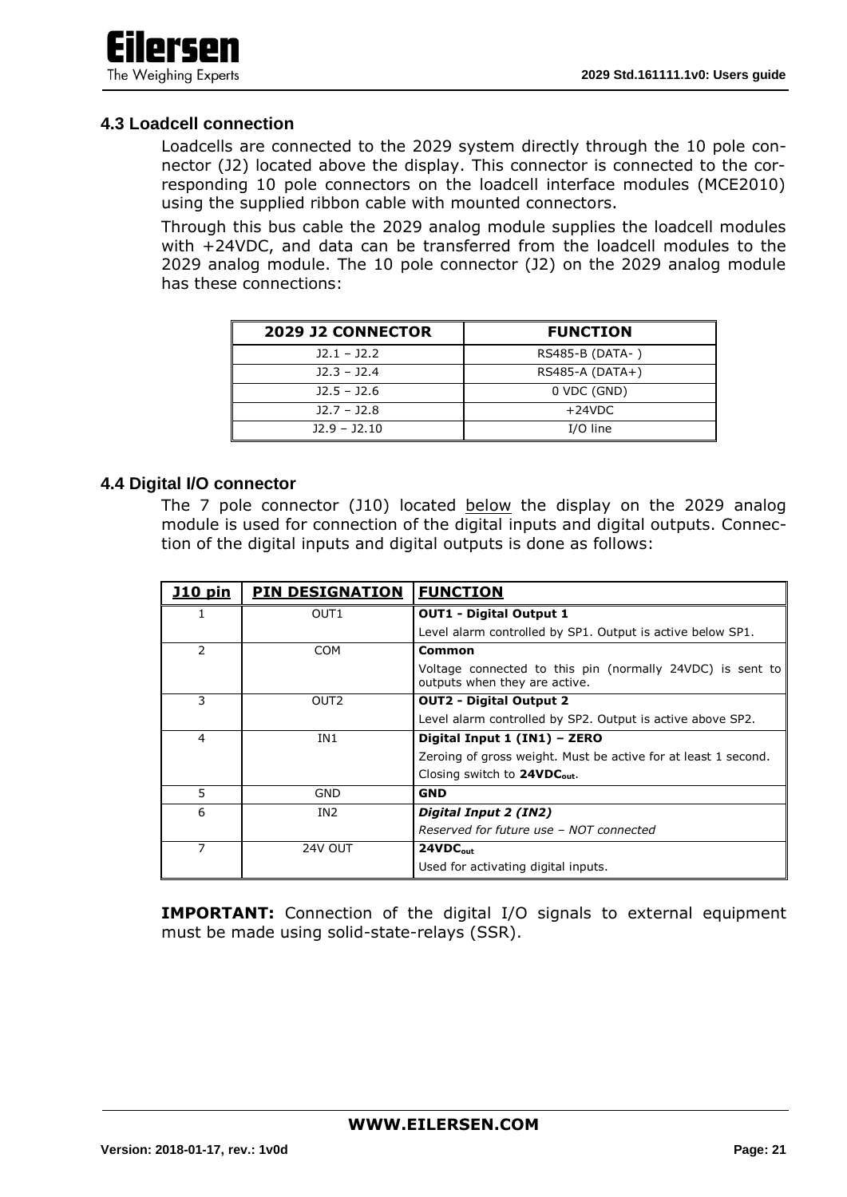## 4.3 Loadcell connection

Loadcells are connected to the 2029 system directly through the 10 pole connector (J2) located above the display. This connector is connected to the corresponding 10 pole connectors on the loadcell interface modules (MCE2010) using the supplied ribbon cable with mounted connectors.

Through this bus cable the 2029 analog module supplies the loadcell modules with +24VDC, and data can be transferred from the loadcell modules to the 2029 analog module. The 10 pole connector (J2) on the 2029 analog module has these connections:

| 2029 J2 CONNECTOR | FUNCTION |
|---|---|
| J2.1 – J2.2 | RS485-B (DATA- ) |
| J2.3 – J2.4 | RS485-A (DATA+) |
| J2.5 – J2.6 | 0 VDC (GND) |
| J2.7 – J2.8 | +24VDC |
| J2.9 – J2.10 | I/O line |

## 4.4 Digital I/O connector

The 7 pole connector (J10) located <u>below</u> the display on the 2029 analog module is used for connection of the digital inputs and digital outputs. Connection of the digital inputs and digital outputs is done as follows:

| J10 pin | PIN DESIGNATION | FUNCTION |
|---|---|---|
| 1 | OUT1 | **OUT1 - Digital Output 1**<br>Level alarm controlled by SP1. Output is active below SP1. |
| 2 | COM | **Common**<br>Voltage connected to this pin (normally 24VDC) is sent to outputs when they are active. |
| 3 | OUT2 | **OUT2 - Digital Output 2**<br>Level alarm controlled by SP2. Output is active above SP2. |
| 4 | IN1 | **Digital Input 1 (IN1) – ZERO**<br>Zeroing of gross weight. Must be active for at least 1 second.<br>Closing switch to **$24VDC_{out}$**. |
| 5 | GND | **GND** |
| 6 | IN2 | ***Digital Input 2 (IN2)***<br>*Reserved for future use – NOT connected* |
| 7 | 24V OUT | **$24VDC_{out}$**<br>Used for activating digital inputs. |

**IMPORTANT:** Connection of the digital I/O signals to external equipment must be made using solid-state-relays (SSR).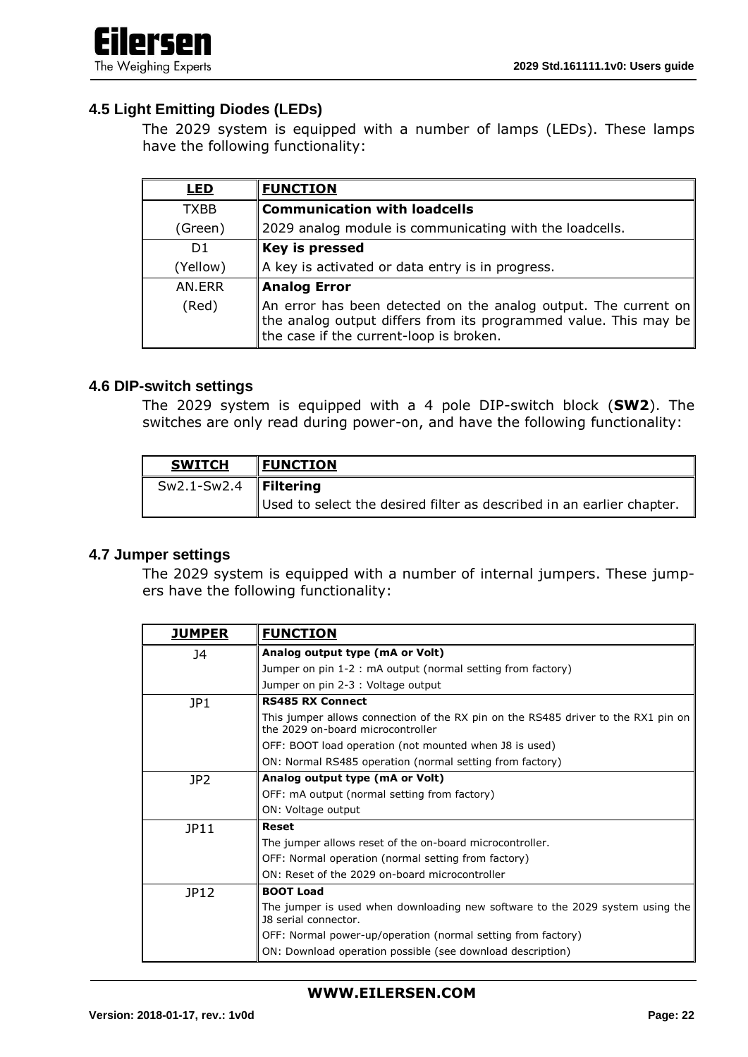### 4.5 Light Emitting Diodes (LEDs)

The 2029 system is equipped with a number of lamps (LEDs). These lamps have the following functionality:

| LED | FUNCTION |
|---|---|
| TXBB (Green) | **Communication with loadcells**<br>2029 analog module is communicating with the loadcells. |
| D1 (Yellow) | **Key is pressed**<br>A key is activated or data entry is in progress. |
| AN.ERR (Red) | **Analog Error**<br>An error has been detected on the analog output. The current on the analog output differs from its programmed value. This may be the case if the current-loop is broken. |

### 4.6 DIP-switch settings

The 2029 system is equipped with a 4 pole DIP-switch block (**SW2**). The switches are only read during power-on, and have the following functionality:

| SWITCH | FUNCTION |
|---|---|
| Sw2.1-Sw2.4 | **Filtering**<br>Used to select the desired filter as described in an earlier chapter. |

### 4.7 Jumper settings

The 2029 system is equipped with a number of internal jumpers. These jumpers have the following functionality:

| JUMPER | FUNCTION |
|---|---|
| J4 | **Analog output type (mA or Volt)**<br>Jumper on pin 1-2 : mA output (normal setting from factory)<br>Jumper on pin 2-3 : Voltage output |
| JP1 | **RS485 RX Connect**<br>This jumper allows connection of the RX pin on the RS485 driver to the RX1 pin on the 2029 on-board microcontroller<br>OFF: BOOT load operation (not mounted when J8 is used)<br>ON: Normal RS485 operation (normal setting from factory) |
| JP2 | **Analog output type (mA or Volt)**<br>OFF: mA output (normal setting from factory)<br>ON: Voltage output |
| JP11 | **Reset**<br>The jumper allows reset of the on-board microcontroller.<br>OFF: Normal operation (normal setting from factory)<br>ON: Reset of the 2029 on-board microcontroller |
| JP12 | **BOOT Load**<br>The jumper is used when downloading new software to the 2029 system using the J8 serial connector.<br>OFF: Normal power-up/operation (normal setting from factory)<br>ON: Download operation possible (see download description) |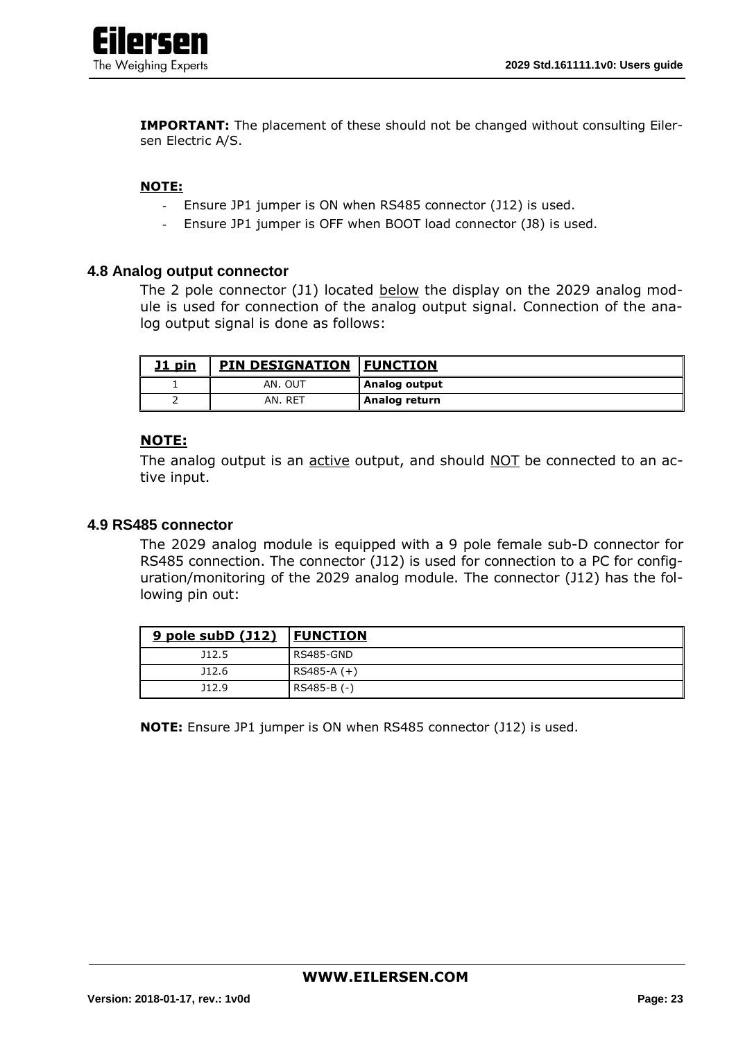**IMPORTANT:** The placement of these should not be changed without consulting Eilersen Electric A/S.

**NOTE:**

- Ensure JP1 jumper is ON when RS485 connector (J12) is used.
- Ensure JP1 jumper is OFF when BOOT load connector (J8) is used.

### 4.8 Analog output connector

The 2 pole connector (J1) located below the display on the 2029 analog module is used for connection of the analog output signal. Connection of the analog output signal is done as follows:

| J1 pin | PIN DESIGNATION | FUNCTION |
|---|---|---|
| 1 | AN. OUT | **Analog output** |
| 2 | AN. RET | **Analog return** |

**NOTE:**

The analog output is an active output, and should NOT be connected to an active input.

### 4.9 RS485 connector

The 2029 analog module is equipped with a 9 pole female sub-D connector for RS485 connection. The connector (J12) is used for connection to a PC for configuration/monitoring of the 2029 analog module. The connector (J12) has the following pin out:

| 9 pole subD (J12) | FUNCTION |
|---|---|
| J12.5 | RS485-GND |
| J12.6 | RS485-A (+) |
| J12.9 | RS485-B (-) |

**NOTE:** Ensure JP1 jumper is ON when RS485 connector (J12) is used.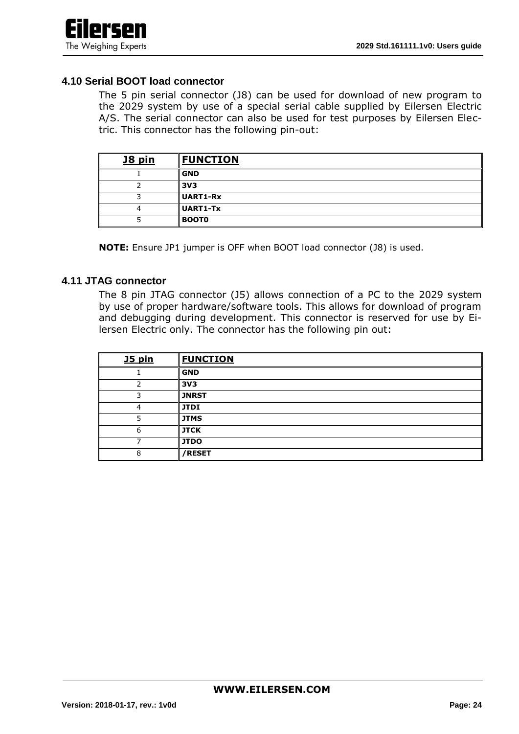## 4.10 Serial BOOT load connector

The 5 pin serial connector (J8) can be used for download of new program to the 2029 system by use of a special serial cable supplied by Eilersen Electric A/S. The serial connector can also be used for test purposes by Eilersen Electric. This connector has the following pin-out:

| J8 pin | FUNCTION |
|---|---|
| 1 | **GND** |
| 2 | **3V3** |
| 3 | **UART1-Rx** |
| 4 | **UART1-Tx** |
| 5 | **BOOT0** |

**NOTE:** Ensure JP1 jumper is OFF when BOOT load connector (J8) is used.

## 4.11 JTAG connector

The 8 pin JTAG connector (J5) allows connection of a PC to the 2029 system by use of proper hardware/software tools. This allows for download of program and debugging during development. This connector is reserved for use by Eilersen Electric only. The connector has the following pin out:

| J5 pin | FUNCTION |
|---|---|
| 1 | **GND** |
| 2 | **3V3** |
| 3 | **JNRST** |
| 4 | **JTDI** |
| 5 | **JTMS** |
| 6 | **JTCK** |
| 7 | **JTDO** |
| 8 | **/RESET** |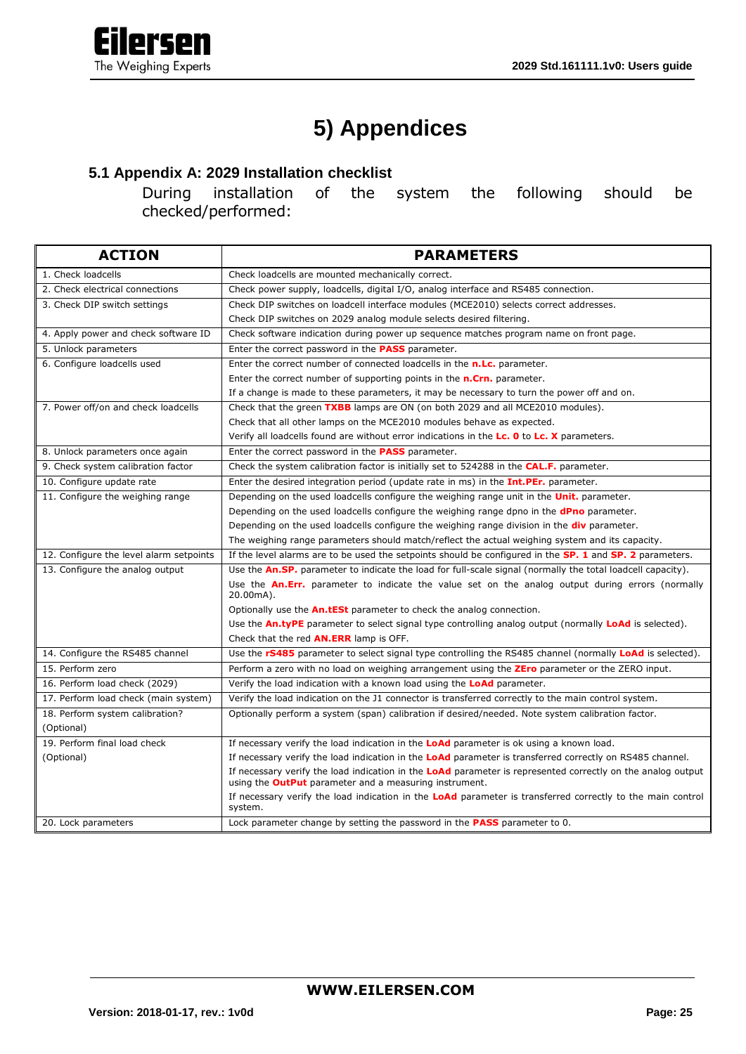# 5) Appendices

## 5.1 Appendix A: 2029 Installation checklist

During installation of the system the following should be checked/performed:

| ACTION | PARAMETERS |
|---|---|
| 1. Check loadcells | Check loadcells are mounted mechanically correct. |
| 2. Check electrical connections | Check power supply, loadcells, digital I/O, analog interface and RS485 connection. |
| 3. Check DIP switch settings | Check DIP switches on loadcell interface modules (MCE2010) selects correct addresses.<br>Check DIP switches on 2029 analog module selects desired filtering. |
| 4. Apply power and check software ID | Check software indication during power up sequence matches program name on front page. |
| 5. Unlock parameters | Enter the correct password in the **PASS** parameter. |
| 6. Configure loadcells used | Enter the correct number of connected loadcells in the **n.Lc.** parameter.<br>Enter the correct number of supporting points in the **n.Crn.** parameter.<br>If a change is made to these parameters, it may be necessary to turn the power off and on. |
| 7. Power off/on and check loadcells | Check that the green **TXBB** lamps are ON (on both 2029 and all MCE2010 modules).<br>Check that all other lamps on the MCE2010 modules behave as expected.<br>Verify all loadcells found are without error indications in the **Lc. 0** to **Lc. X** parameters. |
| 8. Unlock parameters once again | Enter the correct password in the **PASS** parameter. |
| 9. Check system calibration factor | Check the system calibration factor is initially set to 524288 in the **CAL.F.** parameter. |
| 10. Configure update rate | Enter the desired integration period (update rate in ms) in the **Int.PEr.** parameter. |
| 11. Configure the weighing range | Depending on the used loadcells configure the weighing range unit in the **Unit.** parameter.<br>Depending on the used loadcells configure the weighing range dpno in the **dPno** parameter.<br>Depending on the used loadcells configure the weighing range division in the **div** parameter.<br>The weighing range parameters should match/reflect the actual weighing system and its capacity. |
| 12. Configure the level alarm setpoints | If the level alarms are to be used the setpoints should be configured in the **SP. 1** and **SP. 2** parameters. |
| 13. Configure the analog output | Use the **An.SP.** parameter to indicate the load for full-scale signal (normally the total loadcell capacity).<br>Use the **An.Err.** parameter to indicate the value set on the analog output during errors (normally 20.00mA).<br>Optionally use the **An.tESt** parameter to check the analog connection.<br>Use the **An.tyPE** parameter to select signal type controlling analog output (normally **LoAd** is selected).<br>Check that the red **AN.ERR** lamp is OFF. |
| 14. Configure the RS485 channel | Use the **rS485** parameter to select signal type controlling the RS485 channel (normally **LoAd** is selected). |
| 15. Perform zero | Perform a zero with no load on weighing arrangement using the **ZEro** parameter or the ZERO input. |
| 16. Perform load check (2029) | Verify the load indication with a known load using the **LoAd** parameter. |
| 17. Perform load check (main system) | Verify the load indication on the J1 connector is transferred correctly to the main control system. |
| 18. Perform system calibration?<br>(Optional) | Optionally perform a system (span) calibration if desired/needed. Note system calibration factor. |
| 19. Perform final load check<br>(Optional) | If necessary verify the load indication in the **LoAd** parameter is ok using a known load.<br>If necessary verify the load indication in the **LoAd** parameter is transferred correctly on RS485 channel.<br>If necessary verify the load indication in the **LoAd** parameter is represented correctly on the analog output using the **OutPut** parameter and a measuring instrument.<br>If necessary verify the load indication in the **LoAd** parameter is transferred correctly to the main control system. |
| 20. Lock parameters | Lock parameter change by setting the password in the **PASS** parameter to 0. |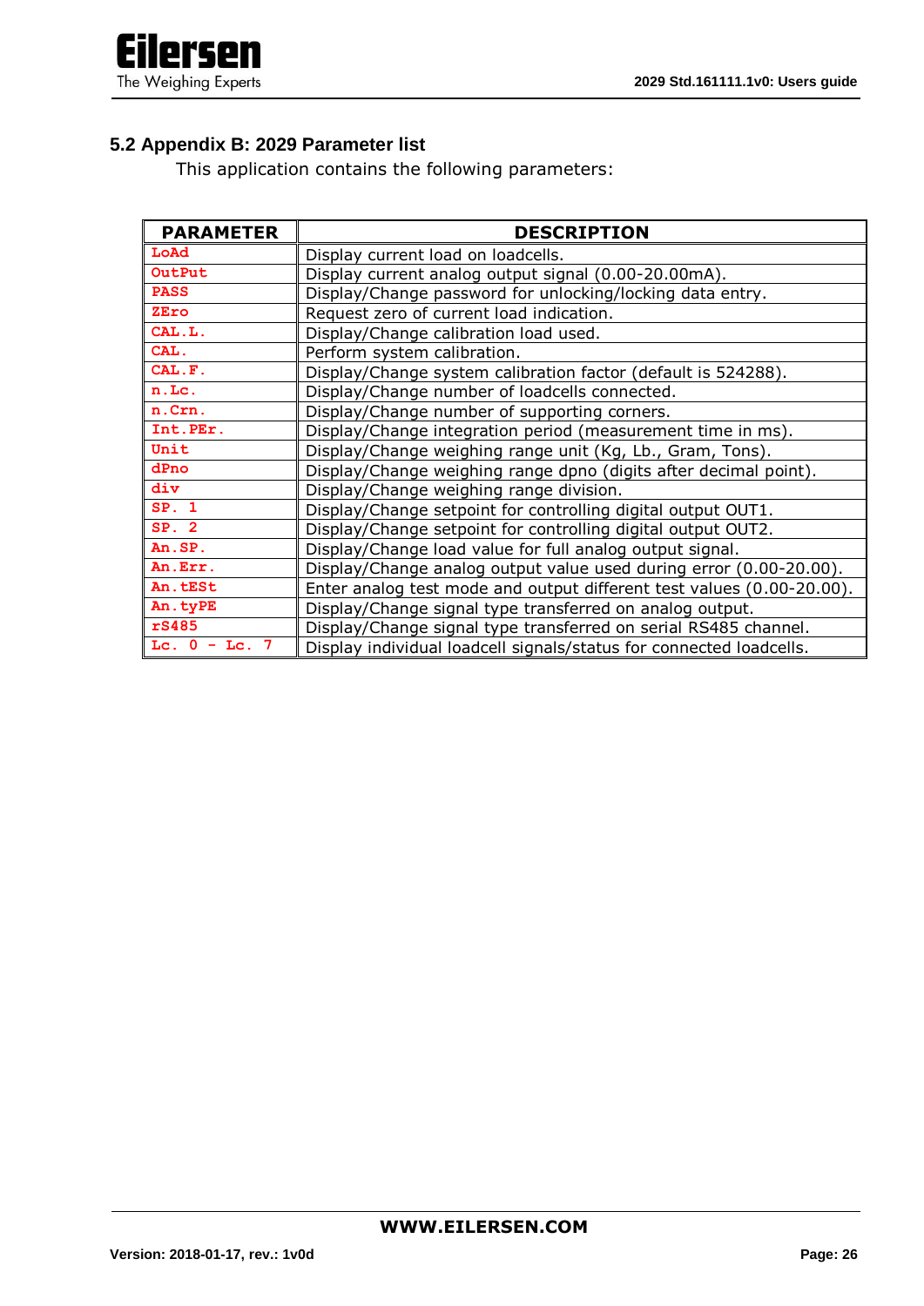## 5.2 Appendix B: 2029 Parameter list

This application contains the following parameters:

| PARAMETER | DESCRIPTION |
|---|---|
| LoAd | Display current load on loadcells. |
| OutPut | Display current analog output signal (0.00-20.00mA). |
| PASS | Display/Change password for unlocking/locking data entry. |
| ZEro | Request zero of current load indication. |
| CAL.L. | Display/Change calibration load used. |
| CAL. | Perform system calibration. |
| CAL.F. | Display/Change system calibration factor (default is 524288). |
| n.Lc. | Display/Change number of loadcells connected. |
| n.Crn. | Display/Change number of supporting corners. |
| Int.PEr. | Display/Change integration period (measurement time in ms). |
| Unit | Display/Change weighing range unit (Kg, Lb., Gram, Tons). |
| dPno | Display/Change weighing range dpno (digits after decimal point). |
| div | Display/Change weighing range division. |
| SP. 1 | Display/Change setpoint for controlling digital output OUT1. |
| SP. 2 | Display/Change setpoint for controlling digital output OUT2. |
| An.SP. | Display/Change load value for full analog output signal. |
| An.Err. | Display/Change analog output value used during error (0.00-20.00). |
| An.tESt | Enter analog test mode and output different test values (0.00-20.00). |
| An.tyPE | Display/Change signal type transferred on analog output. |
| rS485 | Display/Change signal type transferred on serial RS485 channel. |
| Lc. 0 - Lc. 7 | Display individual loadcell signals/status for connected loadcells. |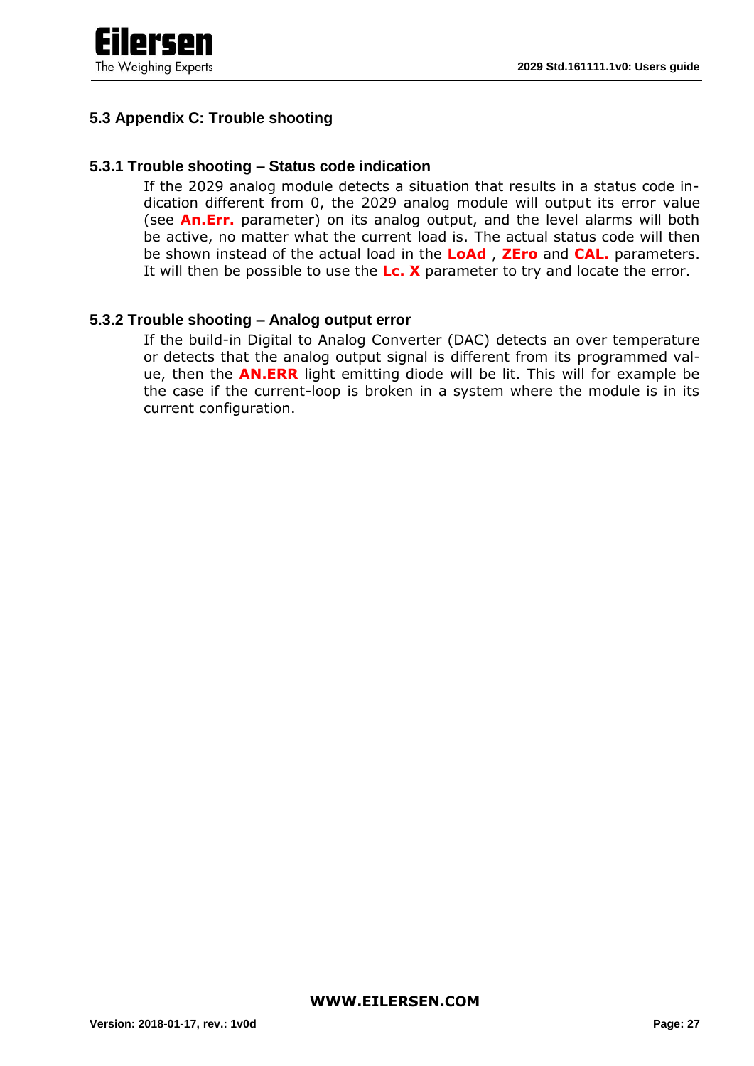## 5.3 Appendix C: Trouble shooting

### 5.3.1 Trouble shooting – Status code indication

If the 2029 analog module detects a situation that results in a status code indication different from 0, the 2029 analog module will output its error value (see **An.Err.** parameter) on its analog output, and the level alarms will both be active, no matter what the current load is. The actual status code will then be shown instead of the actual load in the **LoAd** , **ZEro** and **CAL.** parameters. It will then be possible to use the **Lc. X** parameter to try and locate the error.

### 5.3.2 Trouble shooting – Analog output error

If the build-in Digital to Analog Converter (DAC) detects an over temperature or detects that the analog output signal is different from its programmed value, then the **AN.ERR** light emitting diode will be lit. This will for example be the case if the current-loop is broken in a system where the module is in its current configuration.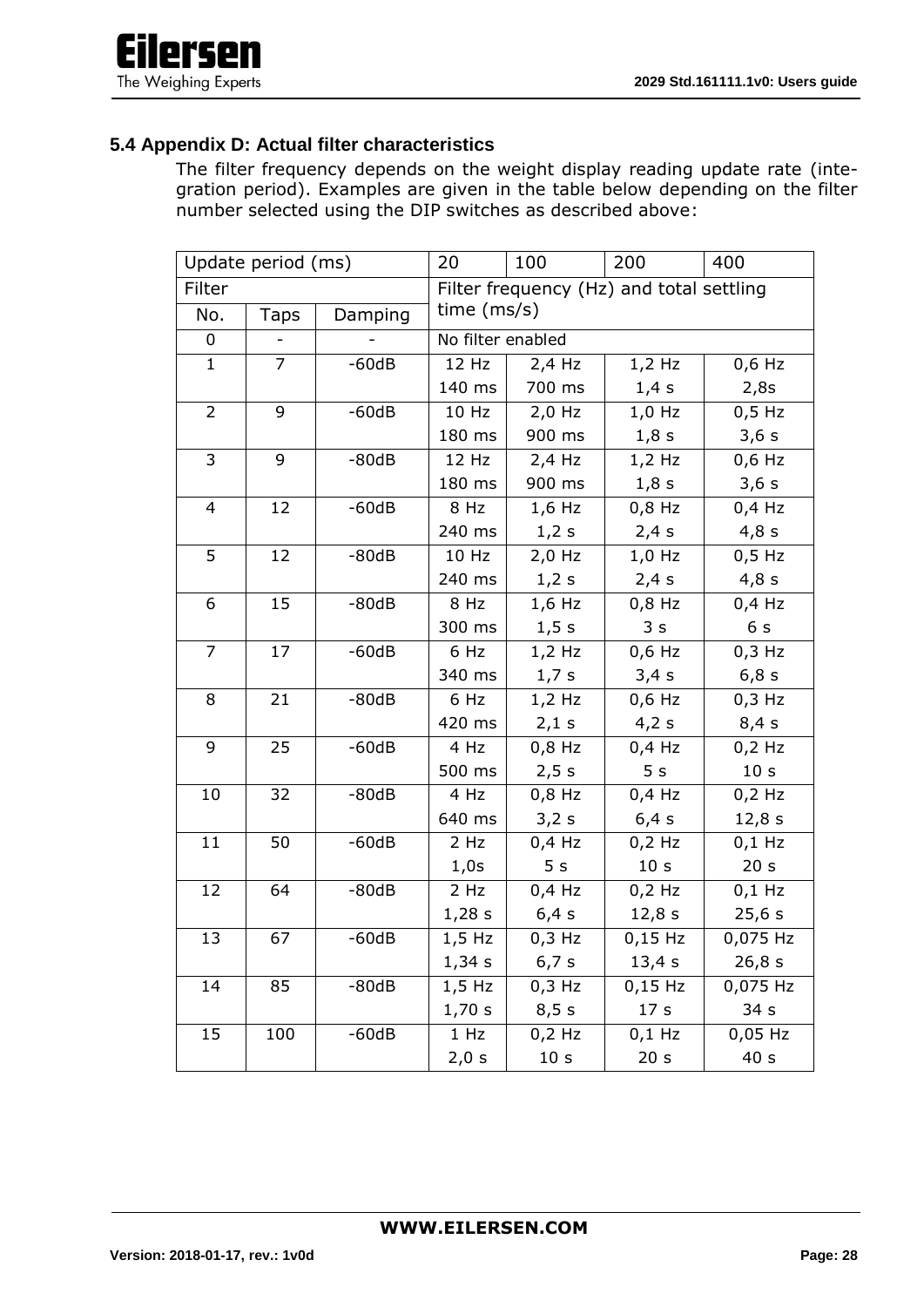### 5.4 Appendix D: Actual filter characteristics

The filter frequency depends on the weight display reading update rate (integration period). Examples are given in the table below depending on the filter number selected using the DIP switches as described above:

| Update period (ms) | | | 20 | 100 | 200 | 400 |
|---|---|---|---|---|---|---|
| Filter | | | Filter frequency (Hz) and total settling time (ms/s) | | | |
| No. | Taps | Damping | | | | |
| 0 | - | - | No filter enabled | | | |
| 1 | 7 | -60dB | 12 Hz<br>140 ms | 2,4 Hz<br>700 ms | 1,2 Hz<br>1,4 s | 0,6 Hz<br>2,8s |
| 2 | 9 | -60dB | 10 Hz<br>180 ms | 2,0 Hz<br>900 ms | 1,0 Hz<br>1,8 s | 0,5 Hz<br>3,6 s |
| 3 | 9 | -80dB | 12 Hz<br>180 ms | 2,4 Hz<br>900 ms | 1,2 Hz<br>1,8 s | 0,6 Hz<br>3,6 s |
| 4 | 12 | -60dB | 8 Hz<br>240 ms | 1,6 Hz<br>1,2 s | 0,8 Hz<br>2,4 s | 0,4 Hz<br>4,8 s |
| 5 | 12 | -80dB | 10 Hz<br>240 ms | 2,0 Hz<br>1,2 s | 1,0 Hz<br>2,4 s | 0,5 Hz<br>4,8 s |
| 6 | 15 | -80dB | 8 Hz<br>300 ms | 1,6 Hz<br>1,5 s | 0,8 Hz<br>3 s | 0,4 Hz<br>6 s |
| 7 | 17 | -60dB | 6 Hz<br>340 ms | 1,2 Hz<br>1,7 s | 0,6 Hz<br>3,4 s | 0,3 Hz<br>6,8 s |
| 8 | 21 | -80dB | 6 Hz<br>420 ms | 1,2 Hz<br>2,1 s | 0,6 Hz<br>4,2 s | 0,3 Hz<br>8,4 s |
| 9 | 25 | -60dB | 4 Hz<br>500 ms | 0,8 Hz<br>2,5 s | 0,4 Hz<br>5 s | 0,2 Hz<br>10 s |
| 10 | 32 | -80dB | 4 Hz<br>640 ms | 0,8 Hz<br>3,2 s | 0,4 Hz<br>6,4 s | 0,2 Hz<br>12,8 s |
| 11 | 50 | -60dB | 2 Hz<br>1,0s | 0,4 Hz<br>5 s | 0,2 Hz<br>10 s | 0,1 Hz<br>20 s |
| 12 | 64 | -80dB | 2 Hz<br>1,28 s | 0,4 Hz<br>6,4 s | 0,2 Hz<br>12,8 s | 0,1 Hz<br>25,6 s |
| 13 | 67 | -60dB | 1,5 Hz<br>1,34 s | 0,3 Hz<br>6,7 s | 0,15 Hz<br>13,4 s | 0,075 Hz<br>26,8 s |
| 14 | 85 | -80dB | 1,5 Hz<br>1,70 s | 0,3 Hz<br>8,5 s | 0,15 Hz<br>17 s | 0,075 Hz<br>34 s |
| 15 | 100 | -60dB | 1 Hz<br>2,0 s | 0,2 Hz<br>10 s | 0,1 Hz<br>20 s | 0,05 Hz<br>40 s |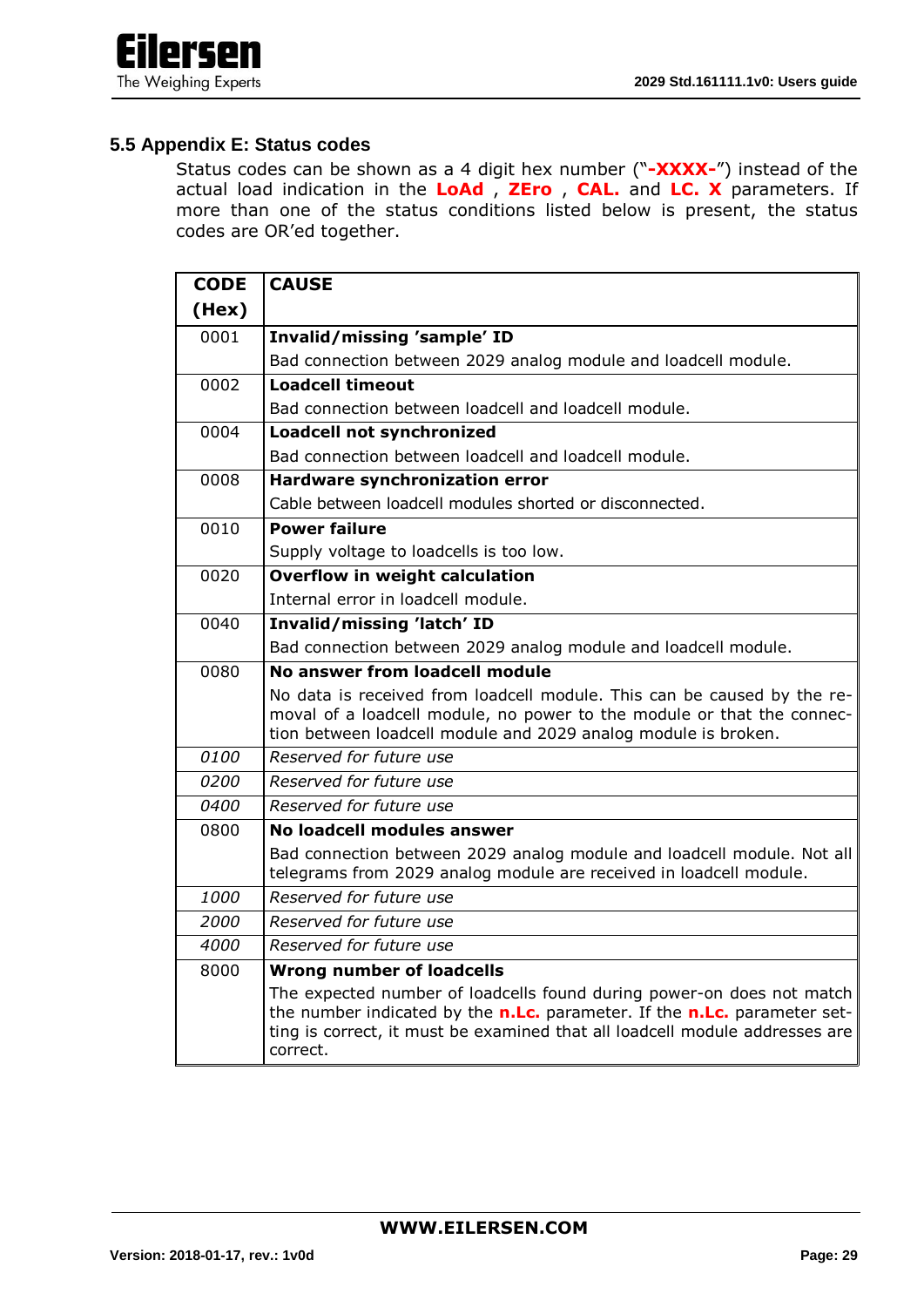## 5.5 Appendix E: Status codes

Status codes can be shown as a 4 digit hex number ("**-XXXX-**") instead of the actual load indication in the **LoAd** , **ZEro** , **CAL.** and **LC. X** parameters. If more than one of the status conditions listed below is present, the status codes are OR'ed together.

| CODE (Hex) | CAUSE |
|---|---|
| 0001 | **Invalid/missing 'sample' ID**<br>Bad connection between 2029 analog module and loadcell module. |
| 0002 | **Loadcell timeout**<br>Bad connection between loadcell and loadcell module. |
| 0004 | **Loadcell not synchronized**<br>Bad connection between loadcell and loadcell module. |
| 0008 | **Hardware synchronization error**<br>Cable between loadcell modules shorted or disconnected. |
| 0010 | **Power failure**<br>Supply voltage to loadcells is too low. |
| 0020 | **Overflow in weight calculation**<br>Internal error in loadcell module. |
| 0040 | **Invalid/missing 'latch' ID**<br>Bad connection between 2029 analog module and loadcell module. |
| 0080 | **No answer from loadcell module**<br>No data is received from loadcell module. This can be caused by the removal of a loadcell module, no power to the module or that the connection between loadcell module and 2029 analog module is broken. |
| *0100* | *Reserved for future use* |
| *0200* | *Reserved for future use* |
| *0400* | *Reserved for future use* |
| 0800 | **No loadcell modules answer**<br>Bad connection between 2029 analog module and loadcell module. Not all telegrams from 2029 analog module are received in loadcell module. |
| *1000* | *Reserved for future use* |
| *2000* | *Reserved for future use* |
| *4000* | *Reserved for future use* |
| 8000 | **Wrong number of loadcells**<br>The expected number of loadcells found during power-on does not match the number indicated by the **n.Lc.** parameter. If the **n.Lc.** parameter setting is correct, it must be examined that all loadcell module addresses are correct. |